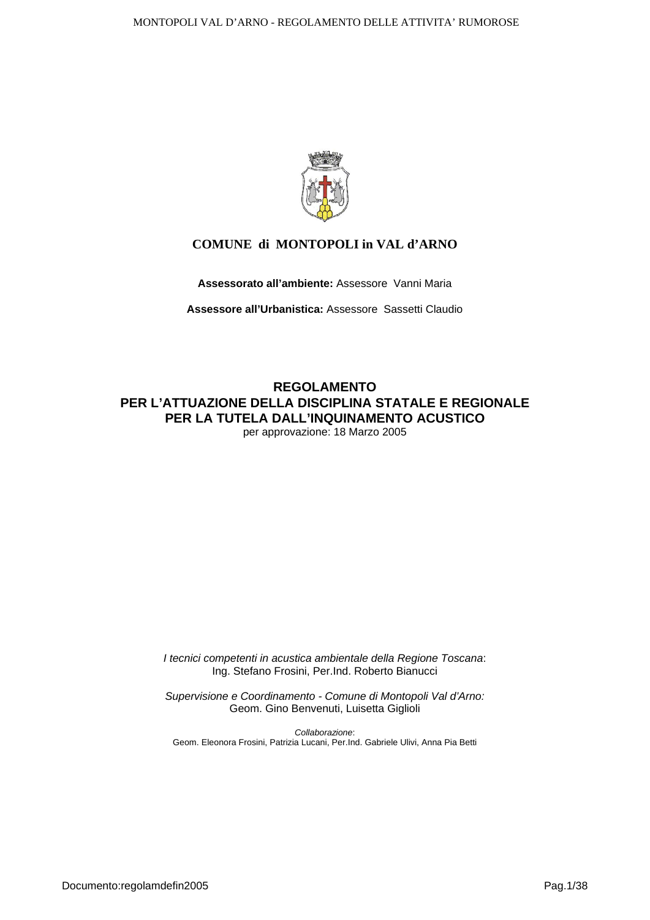# COMUNE di MONTOPOLI in VAL d'ARNO

**Assessorato all'ambiente:** Assessore Vanni Maria

**Assessore all'Urbanistica:** Assessore Sassetti Claudio

## REGOLAMENTO PER L'ATTUAZIONE DELLA DISCIPLINA STATALE E REGIONALE PER LA TUTELA DALL'INQUINAMENTO ACUSTICO

per approvazione: 18 Marzo 2005

*I tecnici competenti in acustica ambientale della Regione Toscana*:
Ing. Stefano Frosini, Per.Ind. Roberto Bianucci

*Supervisione e Coordinamento - Comune di Montopoli Val d'Arno:*
Geom. Gino Benvenuti, Luisetta Giglioli

*Collaborazione*:
Geom. Eleonora Frosini, Patrizia Lucani, Per.Ind. Gabriele Ulivi, Anna Pia Betti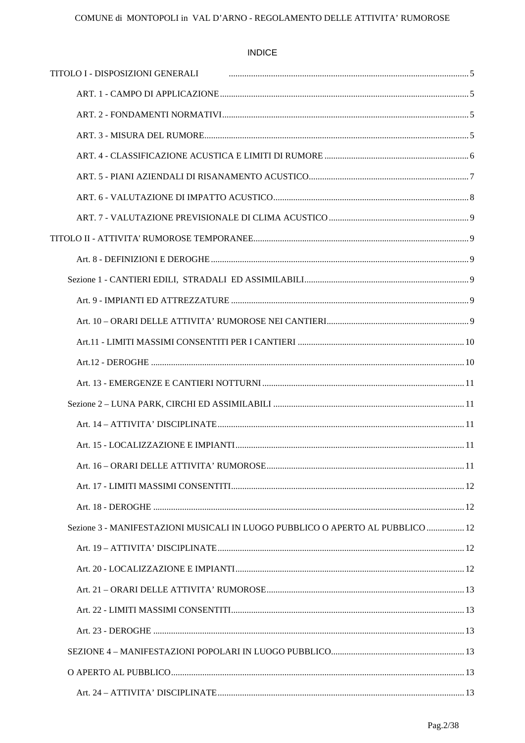# INDICE

TITOLO I - DISPOSIZIONI GENERALI ..... 5

- ART. 1 - CAMPO DI APPLICAZIONE ..... 5
- ART. 2 - FONDAMENTI NORMATIVI ..... 5
- ART. 3 - MISURA DEL RUMORE ..... 5
- ART. 4 - CLASSIFICAZIONE ACUSTICA E LIMITI DI RUMORE ..... 6
- ART. 5 - PIANI AZIENDALI DI RISANAMENTO ACUSTICO ..... 7
- ART. 6 - VALUTAZIONE DI IMPATTO ACUSTICO ..... 8
- ART. 7 - VALUTAZIONE PREVISIONALE DI CLIMA ACUSTICO ..... 9

TITOLO II - ATTIVITA' RUMOROSE TEMPORANEE ..... 9

- Art. 8 - DEFINIZIONI E DEROGHE ..... 9

Sezione 1 - CANTIERI EDILI, STRADALI ED ASSIMILABILI ..... 9

- Art. 9 - IMPIANTI ED ATTREZZATURE ..... 9
- Art. 10 – ORARI DELLE ATTIVITA' RUMOROSE NEI CANTIERI ..... 9
- Art.11 - LIMITI MASSIMI CONSENTITI PER I CANTIERI ..... 10
- Art.12 - DEROGHE ..... 10
- Art. 13 - EMERGENZE E CANTIERI NOTTURNI ..... 11

Sezione 2 – LUNA PARK, CIRCHI ED ASSIMILABILI ..... 11

- Art. 14 – ATTIVITA' DISCIPLINATE ..... 11
- Art. 15 - LOCALIZZAZIONE E IMPIANTI ..... 11
- Art. 16 – ORARI DELLE ATTIVITA' RUMOROSE ..... 11
- Art. 17 - LIMITI MASSIMI CONSENTITI ..... 12
- Art. 18 - DEROGHE ..... 12

Sezione 3 - MANIFESTAZIONI MUSICALI IN LUOGO PUBBLICO O APERTO AL PUBBLICO ..... 12

- Art. 19 – ATTIVITA' DISCIPLINATE ..... 12
- Art. 20 - LOCALIZZAZIONE E IMPIANTI ..... 12
- Art. 21 – ORARI DELLE ATTIVITA' RUMOROSE ..... 13
- Art. 22 - LIMITI MASSIMI CONSENTITI ..... 13
- Art. 23 - DEROGHE ..... 13

SEZIONE 4 – MANIFESTAZIONI POPOLARI IN LUOGO PUBBLICO ..... 13

O APERTO AL PUBBLICO ..... 13

- Art. 24 – ATTIVITA' DISCIPLINATE ..... 13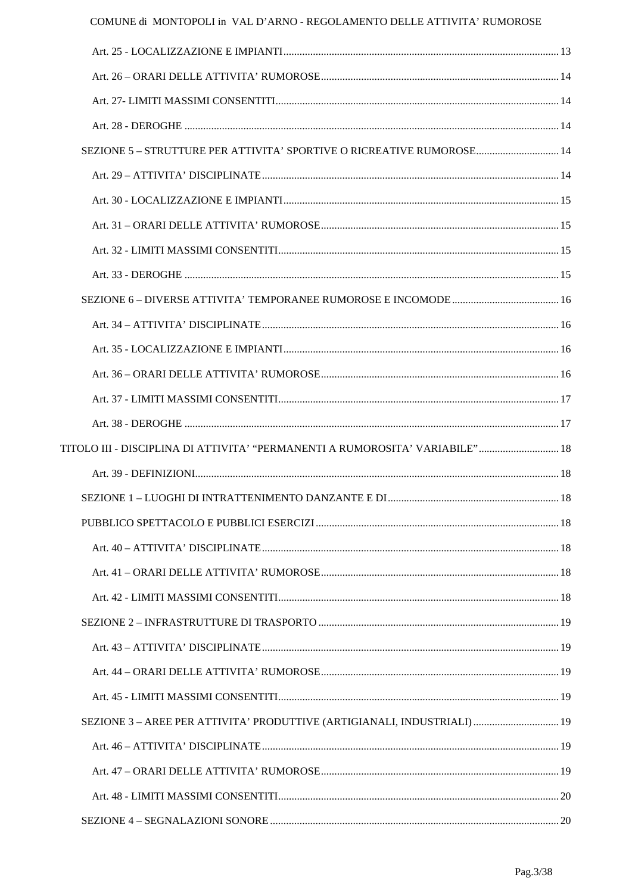Art. 25 - LOCALIZZAZIONE E IMPIANTI ...... 13

Art. 26 – ORARI DELLE ATTIVITA' RUMOROSE ...... 14

Art. 27- LIMITI MASSIMI CONSENTITI ...... 14

Art. 28 - DEROGHE ...... 14

SEZIONE 5 – STRUTTURE PER ATTIVITA' SPORTIVE O RICREATIVE RUMOROSE ...... 14

Art. 29 – ATTIVITA' DISCIPLINATE ...... 14

Art. 30 - LOCALIZZAZIONE E IMPIANTI ...... 15

Art. 31 – ORARI DELLE ATTIVITA' RUMOROSE ...... 15

Art. 32 - LIMITI MASSIMI CONSENTITI ...... 15

Art. 33 - DEROGHE ...... 15

SEZIONE 6 – DIVERSE ATTIVITA' TEMPORANEE RUMOROSE E INCOMODE ...... 16

Art. 34 – ATTIVITA' DISCIPLINATE ...... 16

Art. 35 - LOCALIZZAZIONE E IMPIANTI ...... 16

Art. 36 – ORARI DELLE ATTIVITA' RUMOROSE ...... 16

Art. 37 - LIMITI MASSIMI CONSENTITI ...... 17

Art. 38 - DEROGHE ...... 17

TITOLO III - DISCIPLINA DI ATTIVITA' "PERMANENTI A RUMOROSITA' VARIABILE" ...... 18

Art. 39 - DEFINIZIONI ...... 18

SEZIONE 1 – LUOGHI DI INTRATTENIMENTO DANZANTE E DI ...... 18

PUBBLICO SPETTACOLO E PUBBLICI ESERCIZI ...... 18

Art. 40 – ATTIVITA' DISCIPLINATE ...... 18

Art. 41 – ORARI DELLE ATTIVITA' RUMOROSE ...... 18

Art. 42 - LIMITI MASSIMI CONSENTITI ...... 18

SEZIONE 2 – INFRASTRUTTURE DI TRASPORTO ...... 19

Art. 43 – ATTIVITA' DISCIPLINATE ...... 19

Art. 44 – ORARI DELLE ATTIVITA' RUMOROSE ...... 19

Art. 45 - LIMITI MASSIMI CONSENTITI ...... 19

SEZIONE 3 – AREE PER ATTIVITA' PRODUTTIVE (ARTIGIANALI, INDUSTRIALI) ...... 19

Art. 46 – ATTIVITA' DISCIPLINATE ...... 19

Art. 47 – ORARI DELLE ATTIVITA' RUMOROSE ...... 19

Art. 48 - LIMITI MASSIMI CONSENTITI ...... 20

SEZIONE 4 – SEGNALAZIONI SONORE ...... 20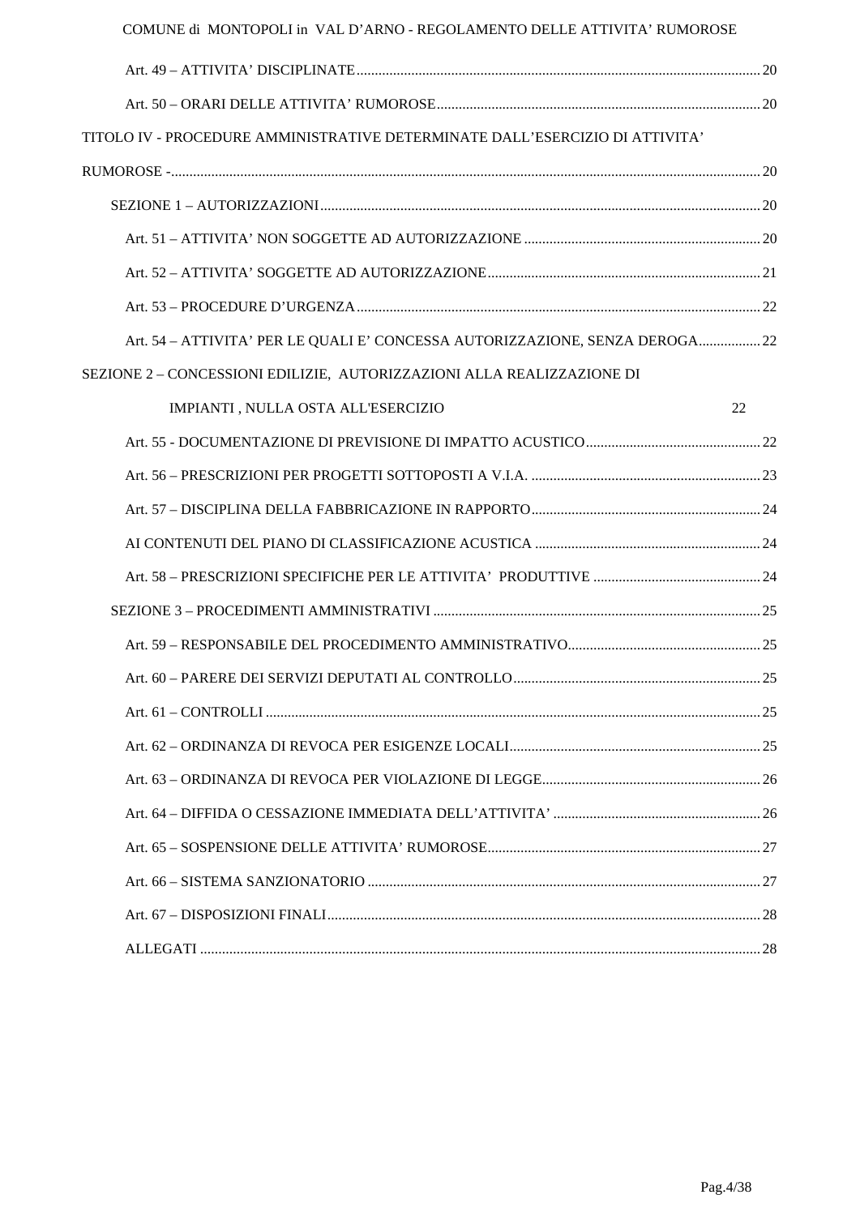Art. 49 – ATTIVITA' DISCIPLINATE ..................... 20

Art. 50 – ORARI DELLE ATTIVITA' RUMOROSE ..................... 20

TITOLO IV - PROCEDURE AMMINISTRATIVE DETERMINATE DALL'ESERCIZIO DI ATTIVITA' RUMOROSE - ..................... 20

SEZIONE 1 – AUTORIZZAZIONI ..................... 20

Art. 51 – ATTIVITA' NON SOGGETTE AD AUTORIZZAZIONE ..................... 20

Art. 52 – ATTIVITA' SOGGETTE AD AUTORIZZAZIONE ..................... 21

Art. 53 – PROCEDURE D'URGENZA ..................... 22

Art. 54 – ATTIVITA' PER LE QUALI E' CONCESSA AUTORIZZAZIONE, SENZA DEROGA ..................... 22

SEZIONE 2 – CONCESSIONI EDILIZIE, AUTORIZZAZIONI ALLA REALIZZAZIONE DI IMPIANTI , NULLA OSTA ALL'ESERCIZIO 22

Art. 55 - DOCUMENTAZIONE DI PREVISIONE DI IMPATTO ACUSTICO ..................... 22

Art. 56 – PRESCRIZIONI PER PROGETTI SOTTOPOSTI A V.I.A. ..................... 23

Art. 57 – DISCIPLINA DELLA FABBRICAZIONE IN RAPPORTO ..................... 24

AI CONTENUTI DEL PIANO DI CLASSIFICAZIONE ACUSTICA ..................... 24

Art. 58 – PRESCRIZIONI SPECIFICHE PER LE ATTIVITA' PRODUTTIVE ..................... 24

SEZIONE 3 – PROCEDIMENTI AMMINISTRATIVI ..................... 25

Art. 59 – RESPONSABILE DEL PROCEDIMENTO AMMINISTRATIVO ..................... 25

Art. 60 – PARERE DEI SERVIZI DEPUTATI AL CONTROLLO ..................... 25

Art. 61 – CONTROLLI ..................... 25

Art. 62 – ORDINANZA DI REVOCA PER ESIGENZE LOCALI ..................... 25

Art. 63 – ORDINANZA DI REVOCA PER VIOLAZIONE DI LEGGE ..................... 26

Art. 64 – DIFFIDA O CESSAZIONE IMMEDIATA DELL'ATTIVITA' ..................... 26

Art. 65 – SOSPENSIONE DELLE ATTIVITA' RUMOROSE ..................... 27

Art. 66 – SISTEMA SANZIONATORIO ..................... 27

Art. 67 – DISPOSIZIONI FINALI ..................... 28

ALLEGATI ..................... 28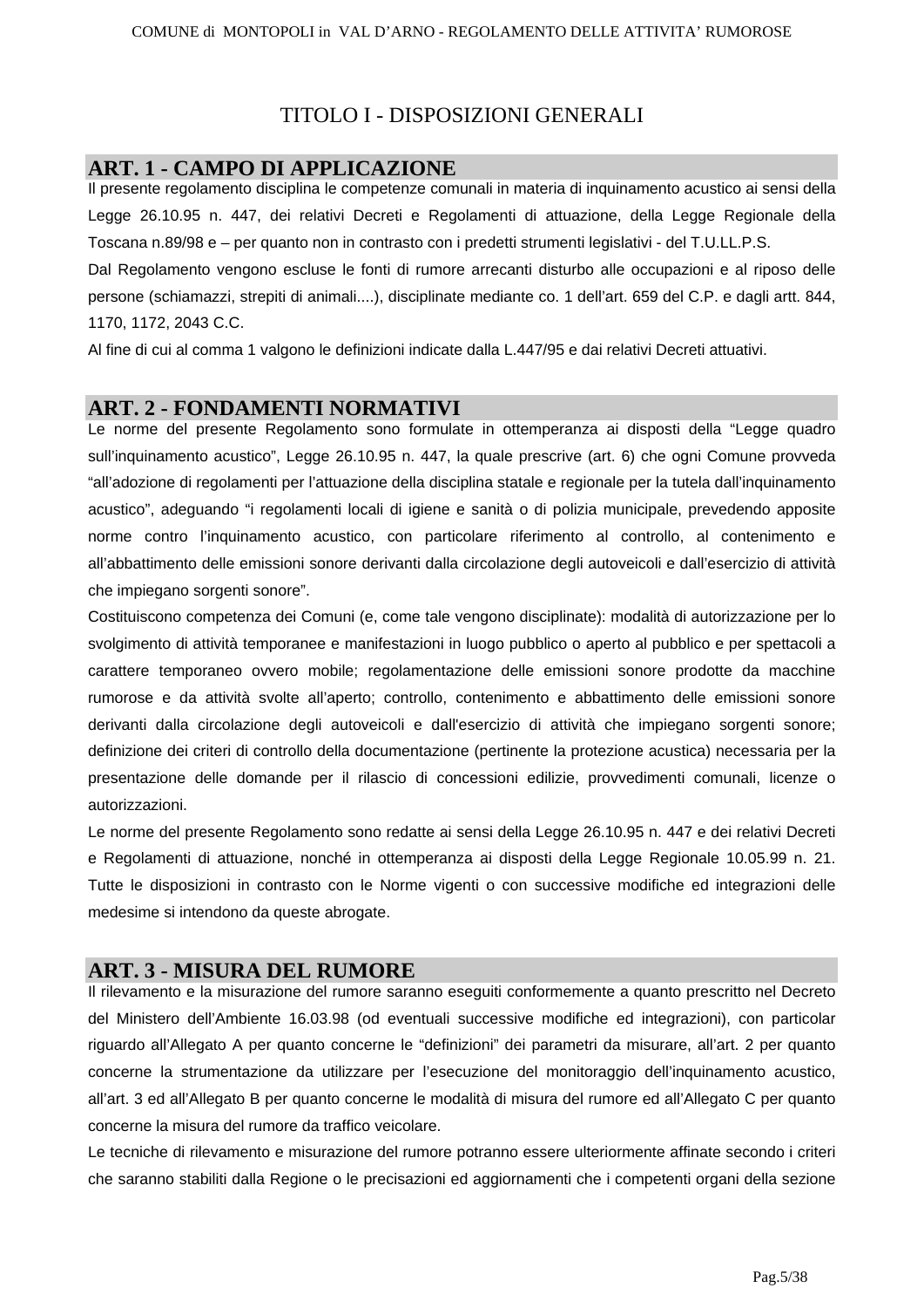# TITOLO I - DISPOSIZIONI GENERALI

## ART. 1 - CAMPO DI APPLICAZIONE

Il presente regolamento disciplina le competenze comunali in materia di inquinamento acustico ai sensi della Legge 26.10.95 n. 447, dei relativi Decreti e Regolamenti di attuazione, della Legge Regionale della Toscana n.89/98 e – per quanto non in contrasto con i predetti strumenti legislativi - del T.U.LL.P.S.

Dal Regolamento vengono escluse le fonti di rumore arrecanti disturbo alle occupazioni e al riposo delle persone (schiamazzi, strepiti di animali....), disciplinate mediante co. 1 dell'art. 659 del C.P. e dagli artt. 844, 1170, 1172, 2043 C.C.

Al fine di cui al comma 1 valgono le definizioni indicate dalla L.447/95 e dai relativi Decreti attuativi.

## ART. 2 - FONDAMENTI NORMATIVI

Le norme del presente Regolamento sono formulate in ottemperanza ai disposti della "Legge quadro sull'inquinamento acustico", Legge 26.10.95 n. 447, la quale prescrive (art. 6) che ogni Comune provveda "all'adozione di regolamenti per l'attuazione della disciplina statale e regionale per la tutela dall'inquinamento acustico", adeguando "i regolamenti locali di igiene e sanità o di polizia municipale, prevedendo apposite norme contro l'inquinamento acustico, con particolare riferimento al controllo, al contenimento e all'abbattimento delle emissioni sonore derivanti dalla circolazione degli autoveicoli e dall'esercizio di attività che impiegano sorgenti sonore".

Costituiscono competenza dei Comuni (e, come tale vengono disciplinate): modalità di autorizzazione per lo svolgimento di attività temporanee e manifestazioni in luogo pubblico o aperto al pubblico e per spettacoli a carattere temporaneo ovvero mobile; regolamentazione delle emissioni sonore prodotte da macchine rumorose e da attività svolte all'aperto; controllo, contenimento e abbattimento delle emissioni sonore derivanti dalla circolazione degli autoveicoli e dall'esercizio di attività che impiegano sorgenti sonore; definizione dei criteri di controllo della documentazione (pertinente la protezione acustica) necessaria per la presentazione delle domande per il rilascio di concessioni edilizie, provvedimenti comunali, licenze o autorizzazioni.

Le norme del presente Regolamento sono redatte ai sensi della Legge 26.10.95 n. 447 e dei relativi Decreti e Regolamenti di attuazione, nonché in ottemperanza ai disposti della Legge Regionale 10.05.99 n. 21. Tutte le disposizioni in contrasto con le Norme vigenti o con successive modifiche ed integrazioni delle medesime si intendono da queste abrogate.

## ART. 3 - MISURA DEL RUMORE

Il rilevamento e la misurazione del rumore saranno eseguiti conformemente a quanto prescritto nel Decreto del Ministero dell'Ambiente 16.03.98 (od eventuali successive modifiche ed integrazioni), con particolar riguardo all'Allegato A per quanto concerne le "definizioni" dei parametri da misurare, all'art. 2 per quanto concerne la strumentazione da utilizzare per l'esecuzione del monitoraggio dell'inquinamento acustico, all'art. 3 ed all'Allegato B per quanto concerne le modalità di misura del rumore ed all'Allegato C per quanto concerne la misura del rumore da traffico veicolare.

Le tecniche di rilevamento e misurazione del rumore potranno essere ulteriormente affinate secondo i criteri che saranno stabiliti dalla Regione o le precisazioni ed aggiornamenti che i competenti organi della sezione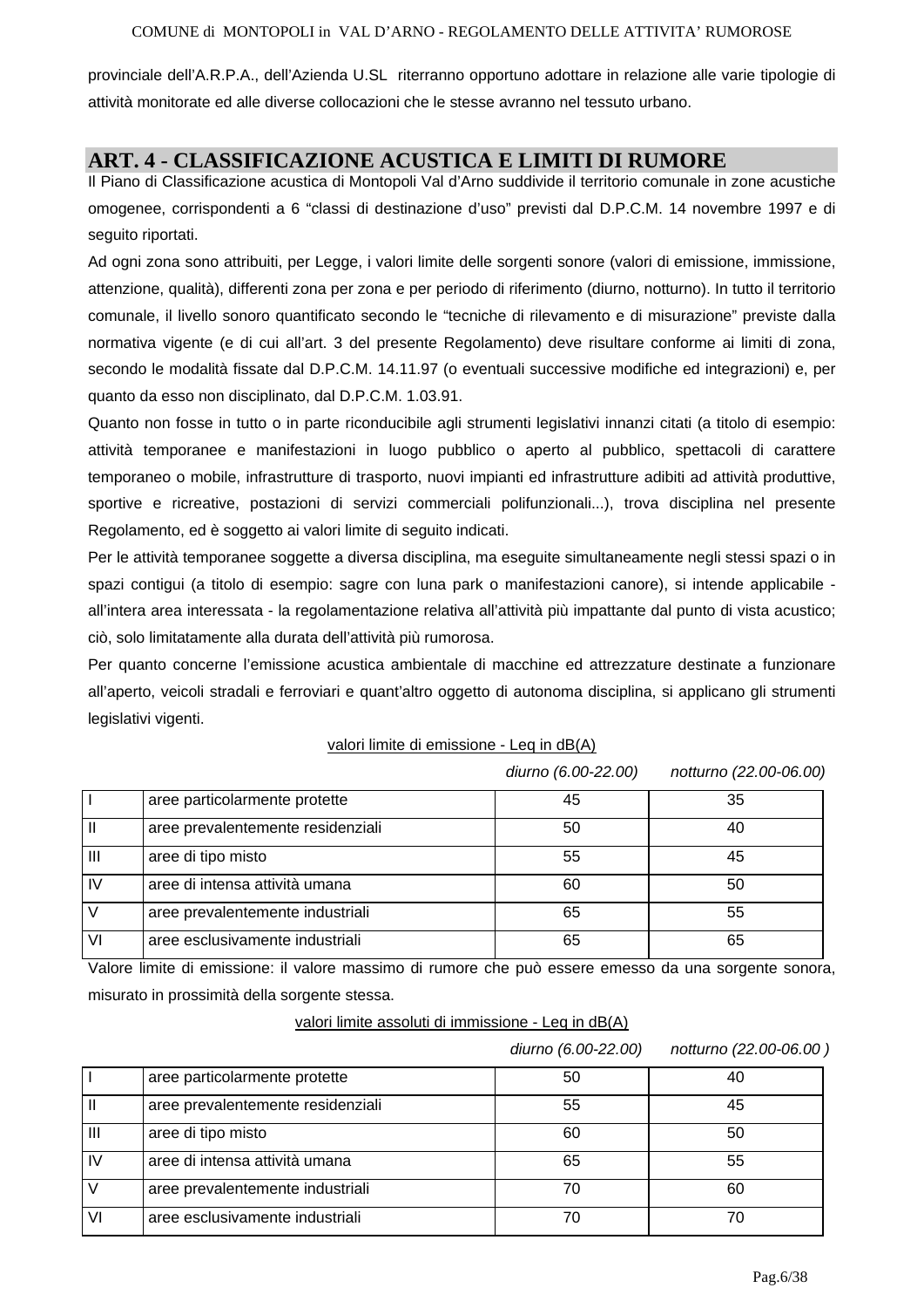provinciale dell'A.R.P.A., dell'Azienda U.SL riterranno opportuno adottare in relazione alle varie tipologie di attività monitorate ed alle diverse collocazioni che le stesse avranno nel tessuto urbano.

## ART. 4 - CLASSIFICAZIONE ACUSTICA E LIMITI DI RUMORE

Il Piano di Classificazione acustica di Montopoli Val d'Arno suddivide il territorio comunale in zone acustiche omogenee, corrispondenti a 6 "classi di destinazione d'uso" previsti dal D.P.C.M. 14 novembre 1997 e di seguito riportati.

Ad ogni zona sono attribuiti, per Legge, i valori limite delle sorgenti sonore (valori di emissione, immissione, attenzione, qualità), differenti zona per zona e per periodo di riferimento (diurno, notturno). In tutto il territorio comunale, il livello sonoro quantificato secondo le "tecniche di rilevamento e di misurazione" previste dalla normativa vigente (e di cui all'art. 3 del presente Regolamento) deve risultare conforme ai limiti di zona, secondo le modalità fissate dal D.P.C.M. 14.11.97 (o eventuali successive modifiche ed integrazioni) e, per quanto da esso non disciplinato, dal D.P.C.M. 1.03.91.

Quanto non fosse in tutto o in parte riconducibile agli strumenti legislativi innanzi citati (a titolo di esempio: attività temporanee e manifestazioni in luogo pubblico o aperto al pubblico, spettacoli di carattere temporaneo o mobile, infrastrutture di trasporto, nuovi impianti ed infrastrutture adibiti ad attività produttive, sportive e ricreative, postazioni di servizi commerciali polifunzionali...), trova disciplina nel presente Regolamento, ed è soggetto ai valori limite di seguito indicati.

Per le attività temporanee soggette a diversa disciplina, ma eseguite simultaneamente negli stessi spazi o in spazi contigui (a titolo di esempio: sagre con luna park o manifestazioni canore), si intende applicabile - all'intera area interessata - la regolamentazione relativa all'attività più impattante dal punto di vista acustico; ciò, solo limitatamente alla durata dell'attività più rumorosa.

Per quanto concerne l'emissione acustica ambientale di macchine ed attrezzature destinate a funzionare all'aperto, veicoli stradali e ferroviari e quant'altro oggetto di autonoma disciplina, si applicano gli strumenti legislativi vigenti.

valori limite di emissione - Leq in dB(A)

| | | *diurno (6.00-22.00)* | *notturno (22.00-06.00)* |
|---|---|---|---|
| I | aree particolarmente protette | 45 | 35 |
| II | aree prevalentemente residenziali | 50 | 40 |
| III | aree di tipo misto | 55 | 45 |
| IV | aree di intensa attività umana | 60 | 50 |
| V | aree prevalentemente industriali | 65 | 55 |
| VI | aree esclusivamente industriali | 65 | 65 |

Valore limite di emissione: il valore massimo di rumore che può essere emesso da una sorgente sonora, misurato in prossimità della sorgente stessa.

valori limite assoluti di immissione - Leq in dB(A)

| | | *diurno (6.00-22.00)* | *notturno (22.00-06.00 )* |
|---|---|---|---|
| I | aree particolarmente protette | 50 | 40 |
| II | aree prevalentemente residenziali | 55 | 45 |
| III | aree di tipo misto | 60 | 50 |
| IV | aree di intensa attività umana | 65 | 55 |
| V | aree prevalentemente industriali | 70 | 60 |
| VI | aree esclusivamente industriali | 70 | 70 |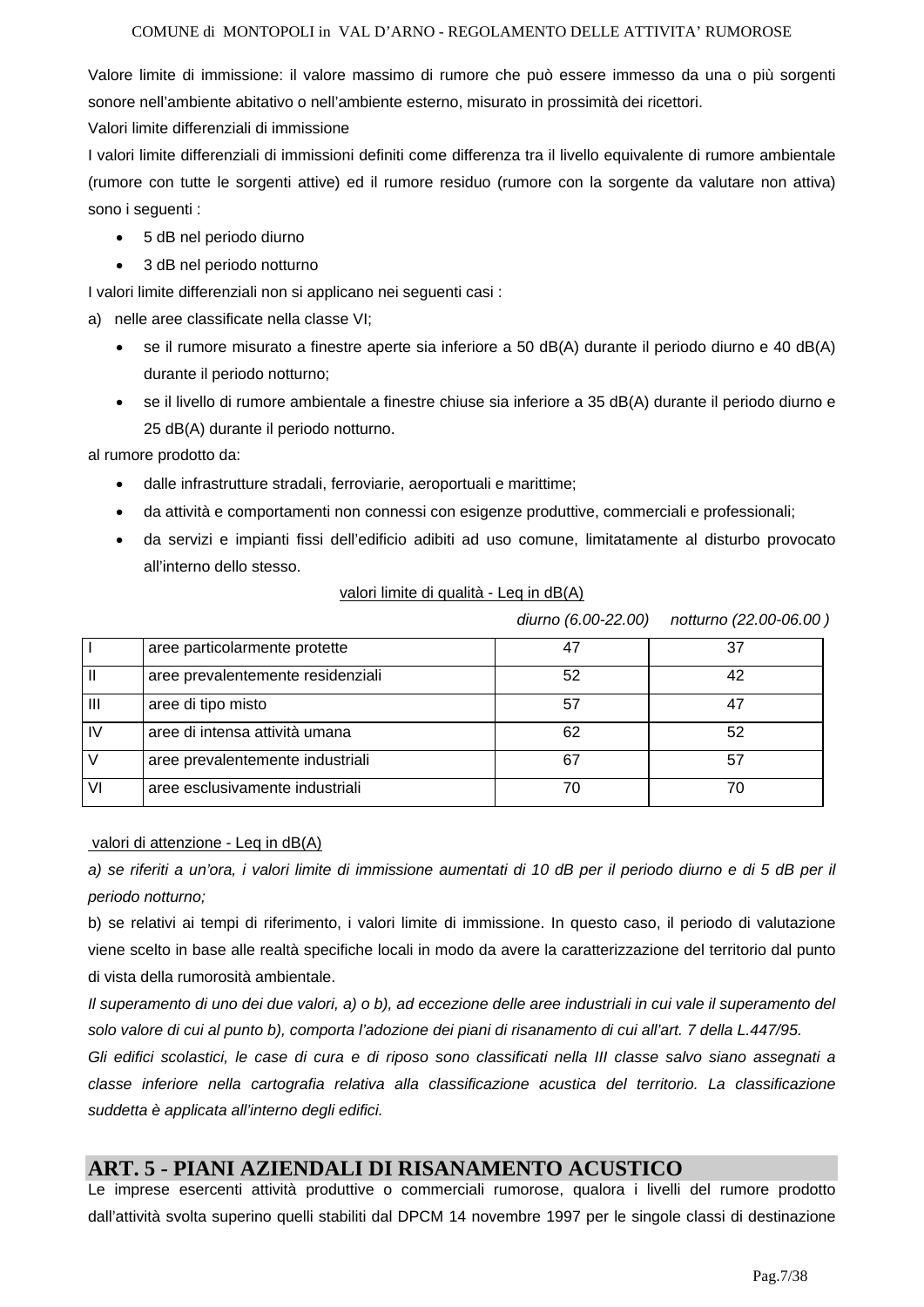Valore limite di immissione: il valore massimo di rumore che può essere immesso da una o più sorgenti sonore nell'ambiente abitativo o nell'ambiente esterno, misurato in prossimità dei ricettori.

Valori limite differenziali di immissione

I valori limite differenziali di immissioni definiti come differenza tra il livello equivalente di rumore ambientale (rumore con tutte le sorgenti attive) ed il rumore residuo (rumore con la sorgente da valutare non attiva) sono i seguenti :

- 5 dB nel periodo diurno
- 3 dB nel periodo notturno

I valori limite differenziali non si applicano nei seguenti casi :

a) nelle aree classificate nella classe VI;

- se il rumore misurato a finestre aperte sia inferiore a 50 dB(A) durante il periodo diurno e 40 dB(A) durante il periodo notturno;
- se il livello di rumore ambientale a finestre chiuse sia inferiore a 35 dB(A) durante il periodo diurno e 25 dB(A) durante il periodo notturno.

al rumore prodotto da:

- dalle infrastrutture stradali, ferroviarie, aeroportuali e marittime;
- da attività e comportamenti non connessi con esigenze produttive, commerciali e professionali;
- da servizi e impianti fissi dell'edificio adibiti ad uso comune, limitatamente al disturbo provocato all'interno dello stesso.

valori limite di qualità - Leq in dB(A)

| | | *diurno (6.00-22.00)* | *notturno (22.00-06.00 )* |
|---|---|---|---|
| I | aree particolarmente protette | 47 | 37 |
| II | aree prevalentemente residenziali | 52 | 42 |
| III | aree di tipo misto | 57 | 47 |
| IV | aree di intensa attività umana | 62 | 52 |
| V | aree prevalentemente industriali | 67 | 57 |
| VI | aree esclusivamente industriali | 70 | 70 |

valori di attenzione - Leq in dB(A)

*a) se riferiti a un'ora, i valori limite di immissione aumentati di 10 dB per il periodo diurno e di 5 dB per il periodo notturno;*

b) se relativi ai tempi di riferimento, i valori limite di immissione. In questo caso, il periodo di valutazione viene scelto in base alle realtà specifiche locali in modo da avere la caratterizzazione del territorio dal punto di vista della rumorosità ambientale.

*Il superamento di uno dei due valori, a) o b), ad eccezione delle aree industriali in cui vale il superamento del solo valore di cui al punto b), comporta l'adozione dei piani di risanamento di cui all'art. 7 della L.447/95.*

*Gli edifici scolastici, le case di cura e di riposo sono classificati nella III classe salvo siano assegnati a classe inferiore nella cartografia relativa alla classificazione acustica del territorio. La classificazione suddetta è applicata all'interno degli edifici.*

## ART. 5 - PIANI AZIENDALI DI RISANAMENTO ACUSTICO

Le imprese esercenti attività produttive o commerciali rumorose, qualora i livelli del rumore prodotto dall'attività svolta superino quelli stabiliti dal DPCM 14 novembre 1997 per le singole classi di destinazione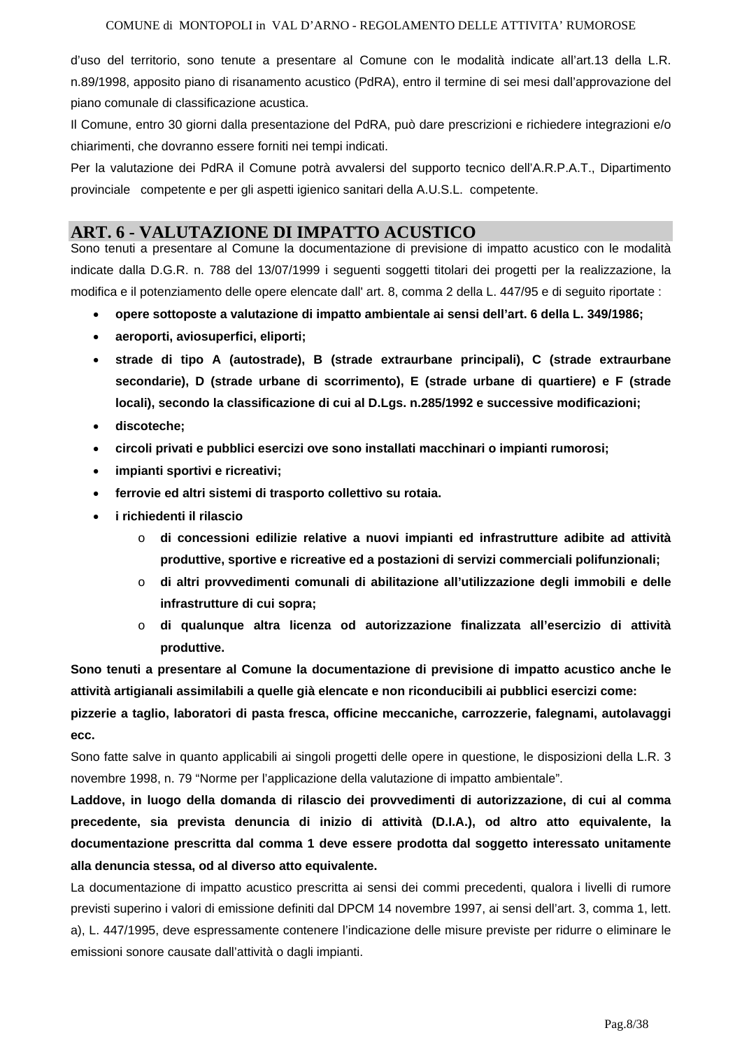d'uso del territorio, sono tenute a presentare al Comune con le modalità indicate all'art.13 della L.R. n.89/1998, apposito piano di risanamento acustico (PdRA), entro il termine di sei mesi dall'approvazione del piano comunale di classificazione acustica.

Il Comune, entro 30 giorni dalla presentazione del PdRA, può dare prescrizioni e richiedere integrazioni e/o chiarimenti, che dovranno essere forniti nei tempi indicati.

Per la valutazione dei PdRA il Comune potrà avvalersi del supporto tecnico dell'A.R.P.A.T., Dipartimento provinciale competente e per gli aspetti igienico sanitari della A.U.S.L. competente.

## ART. 6 - VALUTAZIONE DI IMPATTO ACUSTICO

Sono tenuti a presentare al Comune la documentazione di previsione di impatto acustico con le modalità indicate dalla D.G.R. n. 788 del 13/07/1999 i seguenti soggetti titolari dei progetti per la realizzazione, la modifica e il potenziamento delle opere elencate dall' art. 8, comma 2 della L. 447/95 e di seguito riportate :

- **opere sottoposte a valutazione di impatto ambientale ai sensi dell'art. 6 della L. 349/1986;**
- **aeroporti, aviosuperfici, eliporti;**
- **strade di tipo A (autostrade), B (strade extraurbane principali), C (strade extraurbane secondarie), D (strade urbane di scorrimento), E (strade urbane di quartiere) e F (strade locali), secondo la classificazione di cui al D.Lgs. n.285/1992 e successive modificazioni;**
- **discoteche;**
- **circoli privati e pubblici esercizi ove sono installati macchinari o impianti rumorosi;**
- **impianti sportivi e ricreativi;**
- **ferrovie ed altri sistemi di trasporto collettivo su rotaia.**
- **i richiedenti il rilascio**
  - **di concessioni edilizie relative a nuovi impianti ed infrastrutture adibite ad attività produttive, sportive e ricreative ed a postazioni di servizi commerciali polifunzionali;**
  - **di altri provvedimenti comunali di abilitazione all'utilizzazione degli immobili e delle infrastrutture di cui sopra;**
  - **di qualunque altra licenza od autorizzazione finalizzata all'esercizio di attività produttive.**

**Sono tenuti a presentare al Comune la documentazione di previsione di impatto acustico anche le attività artigianali assimilabili a quelle già elencate e non riconducibili ai pubblici esercizi come: pizzerie a taglio, laboratori di pasta fresca, officine meccaniche, carrozzerie, falegnami, autolavaggi ecc.**

Sono fatte salve in quanto applicabili ai singoli progetti delle opere in questione, le disposizioni della L.R. 3 novembre 1998, n. 79 "Norme per l'applicazione della valutazione di impatto ambientale".

**Laddove, in luogo della domanda di rilascio dei provvedimenti di autorizzazione, di cui al comma precedente, sia prevista denuncia di inizio di attività (D.I.A.), od altro atto equivalente, la documentazione prescritta dal comma 1 deve essere prodotta dal soggetto interessato unitamente alla denuncia stessa, od al diverso atto equivalente.**

La documentazione di impatto acustico prescritta ai sensi dei commi precedenti, qualora i livelli di rumore previsti superino i valori di emissione definiti dal DPCM 14 novembre 1997, ai sensi dell'art. 3, comma 1, lett. a), L. 447/1995, deve espressamente contenere l'indicazione delle misure previste per ridurre o eliminare le emissioni sonore causate dall'attività o dagli impianti.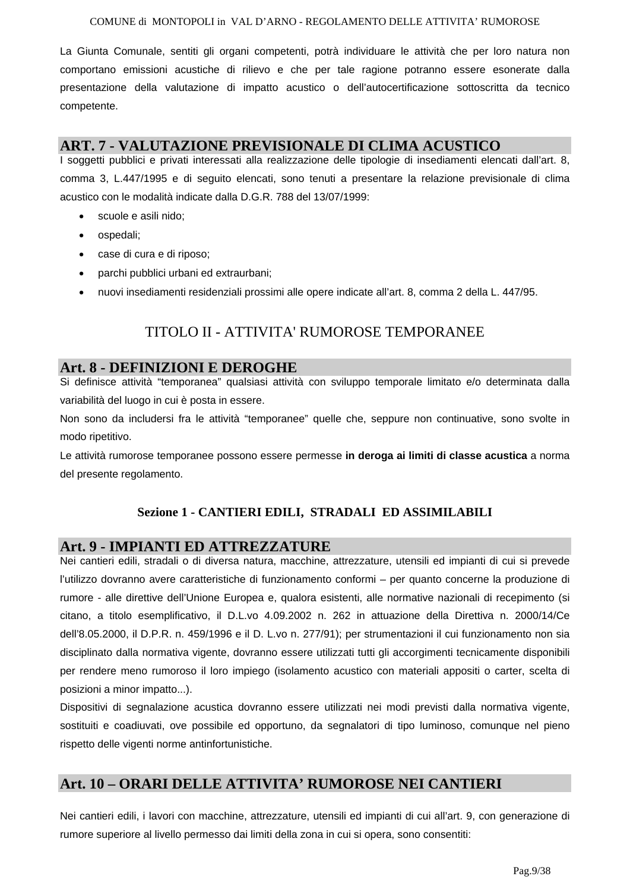La Giunta Comunale, sentiti gli organi competenti, potrà individuare le attività che per loro natura non comportano emissioni acustiche di rilievo e che per tale ragione potranno essere esonerate dalla presentazione della valutazione di impatto acustico o dell'autocertificazione sottoscritta da tecnico competente.

## ART. 7 - VALUTAZIONE PREVISIONALE DI CLIMA ACUSTICO

I soggetti pubblici e privati interessati alla realizzazione delle tipologie di insediamenti elencati dall'art. 8, comma 3, L.447/1995 e di seguito elencati, sono tenuti a presentare la relazione previsionale di clima acustico con le modalità indicate dalla D.G.R. 788 del 13/07/1999:

- scuole e asili nido;
- ospedali;
- case di cura e di riposo;
- parchi pubblici urbani ed extraurbani;
- nuovi insediamenti residenziali prossimi alle opere indicate all'art. 8, comma 2 della L. 447/95.

# TITOLO II - ATTIVITA' RUMOROSE TEMPORANEE

## Art. 8 - DEFINIZIONI E DEROGHE

Si definisce attività "temporanea" qualsiasi attività con sviluppo temporale limitato e/o determinata dalla variabilità del luogo in cui è posta in essere.

Non sono da includersi fra le attività "temporanee" quelle che, seppure non continuative, sono svolte in modo ripetitivo.

Le attività rumorose temporanee possono essere permesse **in deroga ai limiti di classe acustica** a norma del presente regolamento.

### Sezione 1 - CANTIERI EDILI, STRADALI ED ASSIMILABILI

## Art. 9 - IMPIANTI ED ATTREZZATURE

Nei cantieri edili, stradali o di diversa natura, macchine, attrezzature, utensili ed impianti di cui si prevede l'utilizzo dovranno avere caratteristiche di funzionamento conformi – per quanto concerne la produzione di rumore - alle direttive dell'Unione Europea e, qualora esistenti, alle normative nazionali di recepimento (si citano, a titolo esemplificativo, il D.L.vo 4.09.2002 n. 262 in attuazione della Direttiva n. 2000/14/Ce dell'8.05.2000, il D.P.R. n. 459/1996 e il D. L.vo n. 277/91); per strumentazioni il cui funzionamento non sia disciplinato dalla normativa vigente, dovranno essere utilizzati tutti gli accorgimenti tecnicamente disponibili per rendere meno rumoroso il loro impiego (isolamento acustico con materiali appositi o carter, scelta di posizioni a minor impatto...).

Dispositivi di segnalazione acustica dovranno essere utilizzati nei modi previsti dalla normativa vigente, sostituiti e coadiuvati, ove possibile ed opportuno, da segnalatori di tipo luminoso, comunque nel pieno rispetto delle vigenti norme antinfortunistiche.

## Art. 10 – ORARI DELLE ATTIVITA' RUMOROSE NEI CANTIERI

Nei cantieri edili, i lavori con macchine, attrezzature, utensili ed impianti di cui all'art. 9, con generazione di rumore superiore al livello permesso dai limiti della zona in cui si opera, sono consentiti: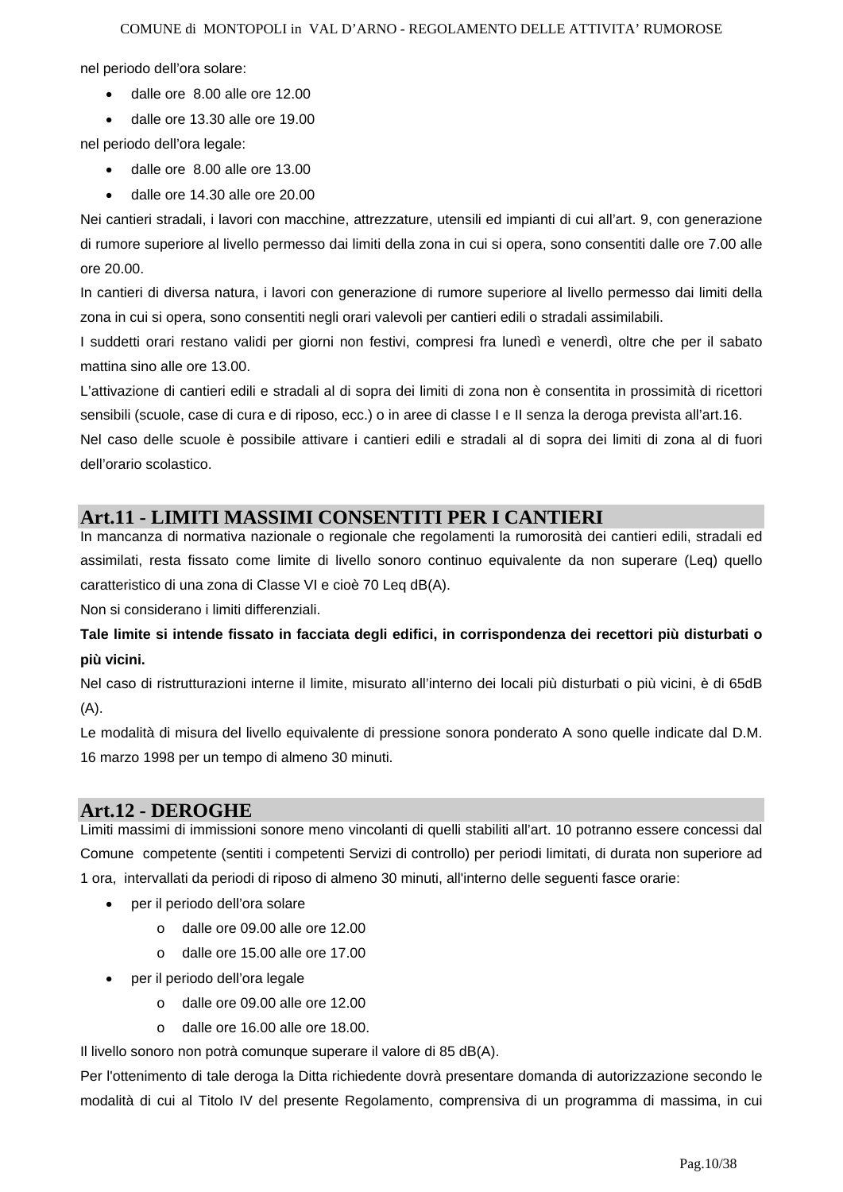nel periodo dell'ora solare:

- dalle ore 8.00 alle ore 12.00
- dalle ore 13.30 alle ore 19.00

nel periodo dell'ora legale:

- dalle ore 8.00 alle ore 13.00
- dalle ore 14.30 alle ore 20.00

Nei cantieri stradali, i lavori con macchine, attrezzature, utensili ed impianti di cui all'art. 9, con generazione di rumore superiore al livello permesso dai limiti della zona in cui si opera, sono consentiti dalle ore 7.00 alle ore 20.00.

In cantieri di diversa natura, i lavori con generazione di rumore superiore al livello permesso dai limiti della zona in cui si opera, sono consentiti negli orari valevoli per cantieri edili o stradali assimilabili.

I suddetti orari restano validi per giorni non festivi, compresi fra lunedì e venerdì, oltre che per il sabato mattina sino alle ore 13.00.

L'attivazione di cantieri edili e stradali al di sopra dei limiti di zona non è consentita in prossimità di ricettori sensibili (scuole, case di cura e di riposo, ecc.) o in aree di classe I e II senza la deroga prevista all'art.16.

Nel caso delle scuole è possibile attivare i cantieri edili e stradali al di sopra dei limiti di zona al di fuori dell'orario scolastico.

## Art.11 - LIMITI MASSIMI CONSENTITI PER I CANTIERI

In mancanza di normativa nazionale o regionale che regolamenti la rumorosità dei cantieri edili, stradali ed assimilati, resta fissato come limite di livello sonoro continuo equivalente da non superare (Leq) quello caratteristico di una zona di Classe VI e cioè 70 Leq dB(A).

Non si considerano i limiti differenziali.

**Tale limite si intende fissato in facciata degli edifici, in corrispondenza dei recettori più disturbati o più vicini.**

Nel caso di ristrutturazioni interne il limite, misurato all'interno dei locali più disturbati o più vicini, è di 65dB (A).

Le modalità di misura del livello equivalente di pressione sonora ponderato A sono quelle indicate dal D.M. 16 marzo 1998 per un tempo di almeno 30 minuti.

## Art.12 - DEROGHE

Limiti massimi di immissioni sonore meno vincolanti di quelli stabiliti all'art. 10 potranno essere concessi dal Comune competente (sentiti i competenti Servizi di controllo) per periodi limitati, di durata non superiore ad 1 ora, intervallati da periodi di riposo di almeno 30 minuti, all'interno delle seguenti fasce orarie:

- per il periodo dell'ora solare
  - dalle ore 09.00 alle ore 12.00
  - dalle ore 15.00 alle ore 17.00
- per il periodo dell'ora legale
  - dalle ore 09.00 alle ore 12.00
  - dalle ore 16.00 alle ore 18.00.

Il livello sonoro non potrà comunque superare il valore di 85 dB(A).

Per l'ottenimento di tale deroga la Ditta richiedente dovrà presentare domanda di autorizzazione secondo le modalità di cui al Titolo IV del presente Regolamento, comprensiva di un programma di massima, in cui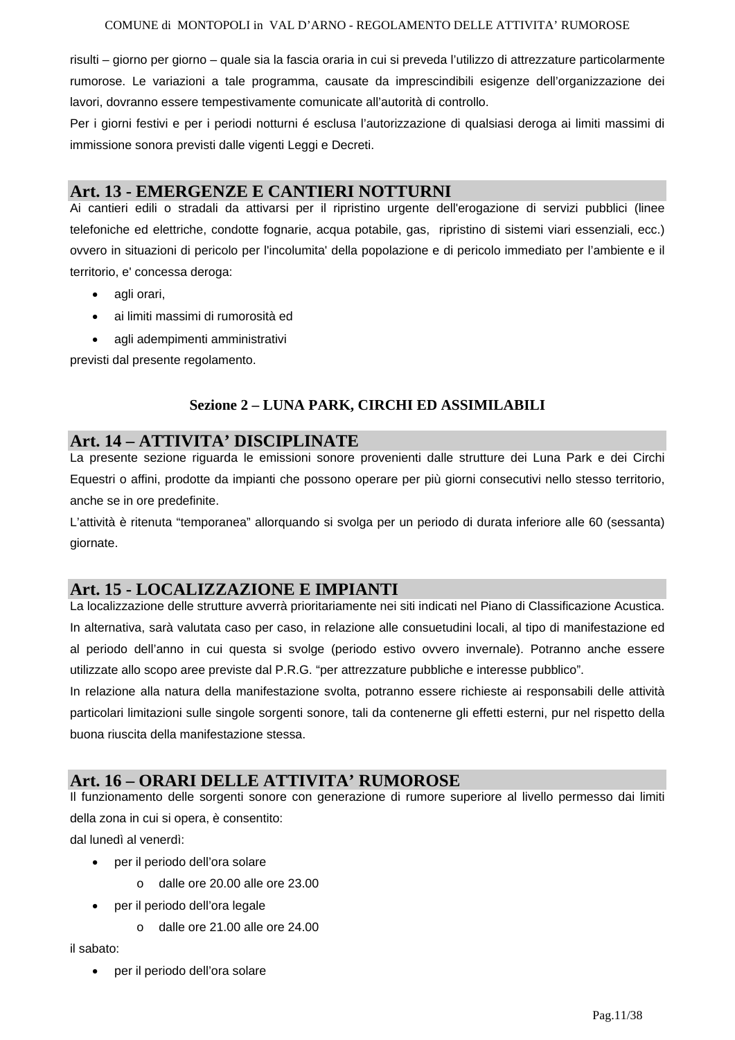risulti – giorno per giorno – quale sia la fascia oraria in cui si preveda l'utilizzo di attrezzature particolarmente rumorose. Le variazioni a tale programma, causate da imprescindibili esigenze dell'organizzazione dei lavori, dovranno essere tempestivamente comunicate all'autorità di controllo.

Per i giorni festivi e per i periodi notturni é esclusa l'autorizzazione di qualsiasi deroga ai limiti massimi di immissione sonora previsti dalle vigenti Leggi e Decreti.

## Art. 13 - EMERGENZE E CANTIERI NOTTURNI

Ai cantieri edili o stradali da attivarsi per il ripristino urgente dell'erogazione di servizi pubblici (linee telefoniche ed elettriche, condotte fognarie, acqua potabile, gas, ripristino di sistemi viari essenziali, ecc.) ovvero in situazioni di pericolo per l'incolumita' della popolazione e di pericolo immediato per l'ambiente e il territorio, e' concessa deroga:

- agli orari,
- ai limiti massimi di rumorosità ed
- agli adempimenti amministrativi

previsti dal presente regolamento.

### Sezione 2 – LUNA PARK, CIRCHI ED ASSIMILABILI

## Art. 14 – ATTIVITA' DISCIPLINATE

La presente sezione riguarda le emissioni sonore provenienti dalle strutture dei Luna Park e dei Circhi Equestri o affini, prodotte da impianti che possono operare per più giorni consecutivi nello stesso territorio, anche se in ore predefinite.

L'attività è ritenuta "temporanea" allorquando si svolga per un periodo di durata inferiore alle 60 (sessanta) giornate.

## Art. 15 - LOCALIZZAZIONE E IMPIANTI

La localizzazione delle strutture avverrà prioritariamente nei siti indicati nel Piano di Classificazione Acustica. In alternativa, sarà valutata caso per caso, in relazione alle consuetudini locali, al tipo di manifestazione ed al periodo dell'anno in cui questa si svolge (periodo estivo ovvero invernale). Potranno anche essere utilizzate allo scopo aree previste dal P.R.G. "per attrezzature pubbliche e interesse pubblico".

In relazione alla natura della manifestazione svolta, potranno essere richieste ai responsabili delle attività particolari limitazioni sulle singole sorgenti sonore, tali da contenerne gli effetti esterni, pur nel rispetto della buona riuscita della manifestazione stessa.

## Art. 16 – ORARI DELLE ATTIVITA' RUMOROSE

Il funzionamento delle sorgenti sonore con generazione di rumore superiore al livello permesso dai limiti della zona in cui si opera, è consentito:

dal lunedì al venerdì:

- per il periodo dell'ora solare
  - dalle ore 20.00 alle ore 23.00
- per il periodo dell'ora legale
  - dalle ore 21.00 alle ore 24.00

il sabato:

- per il periodo dell'ora solare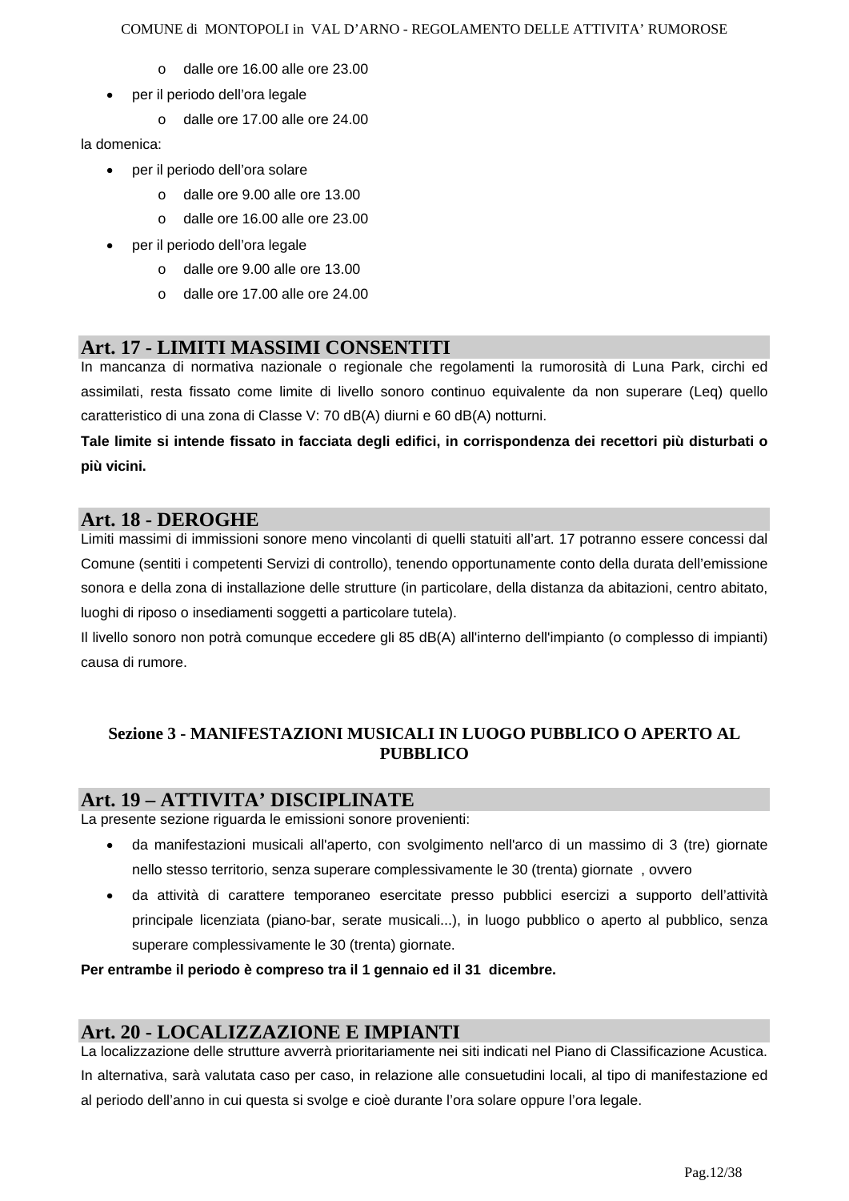- dalle ore 16.00 alle ore 23.00
- per il periodo dell'ora legale
    - dalle ore 17.00 alle ore 24.00

la domenica:

- per il periodo dell'ora solare
    - dalle ore 9.00 alle ore 13.00
    - dalle ore 16.00 alle ore 23.00
- per il periodo dell'ora legale
    - dalle ore 9.00 alle ore 13.00
    - dalle ore 17.00 alle ore 24.00

## Art. 17 - LIMITI MASSIMI CONSENTITI

In mancanza di normativa nazionale o regionale che regolamenti la rumorosità di Luna Park, circhi ed assimilati, resta fissato come limite di livello sonoro continuo equivalente da non superare (Leq) quello caratteristico di una zona di Classe V: 70 dB(A) diurni e 60 dB(A) notturni.

**Tale limite si intende fissato in facciata degli edifici, in corrispondenza dei recettori più disturbati o più vicini.**

## Art. 18 - DEROGHE

Limiti massimi di immissioni sonore meno vincolanti di quelli statuiti all'art. 17 potranno essere concessi dal Comune (sentiti i competenti Servizi di controllo), tenendo opportunamente conto della durata dell'emissione sonora e della zona di installazione delle strutture (in particolare, della distanza da abitazioni, centro abitato, luoghi di riposo o insediamenti soggetti a particolare tutela).

Il livello sonoro non potrà comunque eccedere gli 85 dB(A) all'interno dell'impianto (o complesso di impianti) causa di rumore.

# Sezione 3 - MANIFESTAZIONI MUSICALI IN LUOGO PUBBLICO O APERTO AL PUBBLICO

## Art. 19 – ATTIVITA' DISCIPLINATE

La presente sezione riguarda le emissioni sonore provenienti:

- da manifestazioni musicali all'aperto, con svolgimento nell'arco di un massimo di 3 (tre) giornate nello stesso territorio, senza superare complessivamente le 30 (trenta) giornate , ovvero
- da attività di carattere temporaneo esercitate presso pubblici esercizi a supporto dell'attività principale licenziata (piano-bar, serate musicali...), in luogo pubblico o aperto al pubblico, senza superare complessivamente le 30 (trenta) giornate.

**Per entrambe il periodo è compreso tra il 1 gennaio ed il 31 dicembre.**

## Art. 20 - LOCALIZZAZIONE E IMPIANTI

La localizzazione delle strutture avverrà prioritariamente nei siti indicati nel Piano di Classificazione Acustica. In alternativa, sarà valutata caso per caso, in relazione alle consuetudini locali, al tipo di manifestazione ed al periodo dell'anno in cui questa si svolge e cioè durante l'ora solare oppure l'ora legale.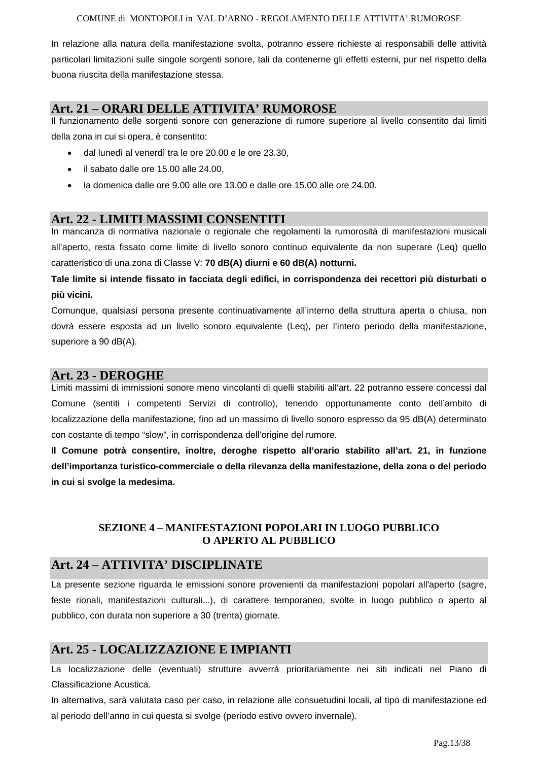In relazione alla natura della manifestazione svolta, potranno essere richieste ai responsabili delle attività particolari limitazioni sulle singole sorgenti sonore, tali da contenerne gli effetti esterni, pur nel rispetto della buona riuscita della manifestazione stessa.

## Art. 21 – ORARI DELLE ATTIVITA' RUMOROSE

Il funzionamento delle sorgenti sonore con generazione di rumore superiore al livello consentito dai limiti della zona in cui si opera, è consentito:

- dal lunedì al venerdì tra le ore 20.00 e le ore 23.30,
- il sabato dalle ore 15.00 alle 24.00,
- la domenica dalle ore 9.00 alle ore 13.00 e dalle ore 15.00 alle ore 24.00.

## Art. 22 - LIMITI MASSIMI CONSENTITI

In mancanza di normativa nazionale o regionale che regolamenti la rumorosità di manifestazioni musicali all'aperto, resta fissato come limite di livello sonoro continuo equivalente da non superare (Leq) quello caratteristico di una zona di Classe V: **70 dB(A) diurni e 60 dB(A) notturni.**

**Tale limite si intende fissato in facciata degli edifici, in corrispondenza dei recettori più disturbati o più vicini.**

Comunque, qualsiasi persona presente continuativamente all'interno della struttura aperta o chiusa, non dovrà essere esposta ad un livello sonoro equivalente (Leq), per l'intero periodo della manifestazione, superiore a 90 dB(A).

## Art. 23 - DEROGHE

Limiti massimi di immissioni sonore meno vincolanti di quelli stabiliti all'art. 22 potranno essere concessi dal Comune (sentiti i competenti Servizi di controllo), tenendo opportunamente conto dell'ambito di localizzazione della manifestazione, fino ad un massimo di livello sonoro espresso da 95 dB(A) determinato con costante di tempo "slow", in corrispondenza dell'origine del rumore.

**Il Comune potrà consentire, inoltre, deroghe rispetto all'orario stabilito all'art. 21, in funzione dell'importanza turistico-commerciale o della rilevanza della manifestazione, della zona o del periodo in cui si svolge la medesima.**

# SEZIONE 4 – MANIFESTAZIONI POPOLARI IN LUOGO PUBBLICO O APERTO AL PUBBLICO

## Art. 24 – ATTIVITA' DISCIPLINATE

La presente sezione riguarda le emissioni sonore provenienti da manifestazioni popolari all'aperto (sagre, feste rionali, manifestazioni culturali...), di carattere temporaneo, svolte in luogo pubblico o aperto al pubblico, con durata non superiore a 30 (trenta) giornate.

## Art. 25 - LOCALIZZAZIONE E IMPIANTI

La localizzazione delle (eventuali) strutture avverrà prioritariamente nei siti indicati nel Piano di Classificazione Acustica.

In alternativa, sarà valutata caso per caso, in relazione alle consuetudini locali, al tipo di manifestazione ed al periodo dell'anno in cui questa si svolge (periodo estivo ovvero invernale).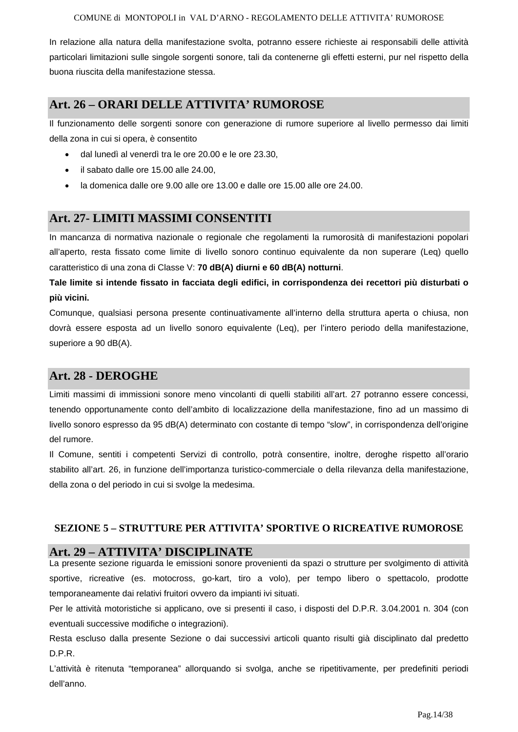In relazione alla natura della manifestazione svolta, potranno essere richieste ai responsabili delle attività particolari limitazioni sulle singole sorgenti sonore, tali da contenerne gli effetti esterni, pur nel rispetto della buona riuscita della manifestazione stessa.

## Art. 26 – ORARI DELLE ATTIVITA' RUMOROSE

Il funzionamento delle sorgenti sonore con generazione di rumore superiore al livello permesso dai limiti della zona in cui si opera, è consentito

- dal lunedì al venerdì tra le ore 20.00 e le ore 23.30,
- il sabato dalle ore 15.00 alle 24.00,
- la domenica dalle ore 9.00 alle ore 13.00 e dalle ore 15.00 alle ore 24.00.

## Art. 27- LIMITI MASSIMI CONSENTITI

In mancanza di normativa nazionale o regionale che regolamenti la rumorosità di manifestazioni popolari all'aperto, resta fissato come limite di livello sonoro continuo equivalente da non superare (Leq) quello caratteristico di una zona di Classe V: **70 dB(A) diurni e 60 dB(A) notturni**.

**Tale limite si intende fissato in facciata degli edifici, in corrispondenza dei recettori più disturbati o più vicini.**

Comunque, qualsiasi persona presente continuativamente all'interno della struttura aperta o chiusa, non dovrà essere esposta ad un livello sonoro equivalente (Leq), per l'intero periodo della manifestazione, superiore a 90 dB(A).

## Art. 28 - DEROGHE

Limiti massimi di immissioni sonore meno vincolanti di quelli stabiliti all'art. 27 potranno essere concessi, tenendo opportunamente conto dell'ambito di localizzazione della manifestazione, fino ad un massimo di livello sonoro espresso da 95 dB(A) determinato con costante di tempo "slow", in corrispondenza dell'origine del rumore.

Il Comune, sentiti i competenti Servizi di controllo, potrà consentire, inoltre, deroghe rispetto all'orario stabilito all'art. 26, in funzione dell'importanza turistico-commerciale o della rilevanza della manifestazione, della zona o del periodo in cui si svolge la medesima.

# SEZIONE 5 – STRUTTURE PER ATTIVITA' SPORTIVE O RICREATIVE RUMOROSE

## Art. 29 – ATTIVITA' DISCIPLINATE

La presente sezione riguarda le emissioni sonore provenienti da spazi o strutture per svolgimento di attività sportive, ricreative (es. motocross, go-kart, tiro a volo), per tempo libero o spettacolo, prodotte temporaneamente dai relativi fruitori ovvero da impianti ivi situati.

Per le attività motoristiche si applicano, ove si presenti il caso, i disposti del D.P.R. 3.04.2001 n. 304 (con eventuali successive modifiche o integrazioni).

Resta escluso dalla presente Sezione o dai successivi articoli quanto risulti già disciplinato dal predetto D.P.R.

L'attività è ritenuta "temporanea" allorquando si svolga, anche se ripetitivamente, per predefiniti periodi dell'anno.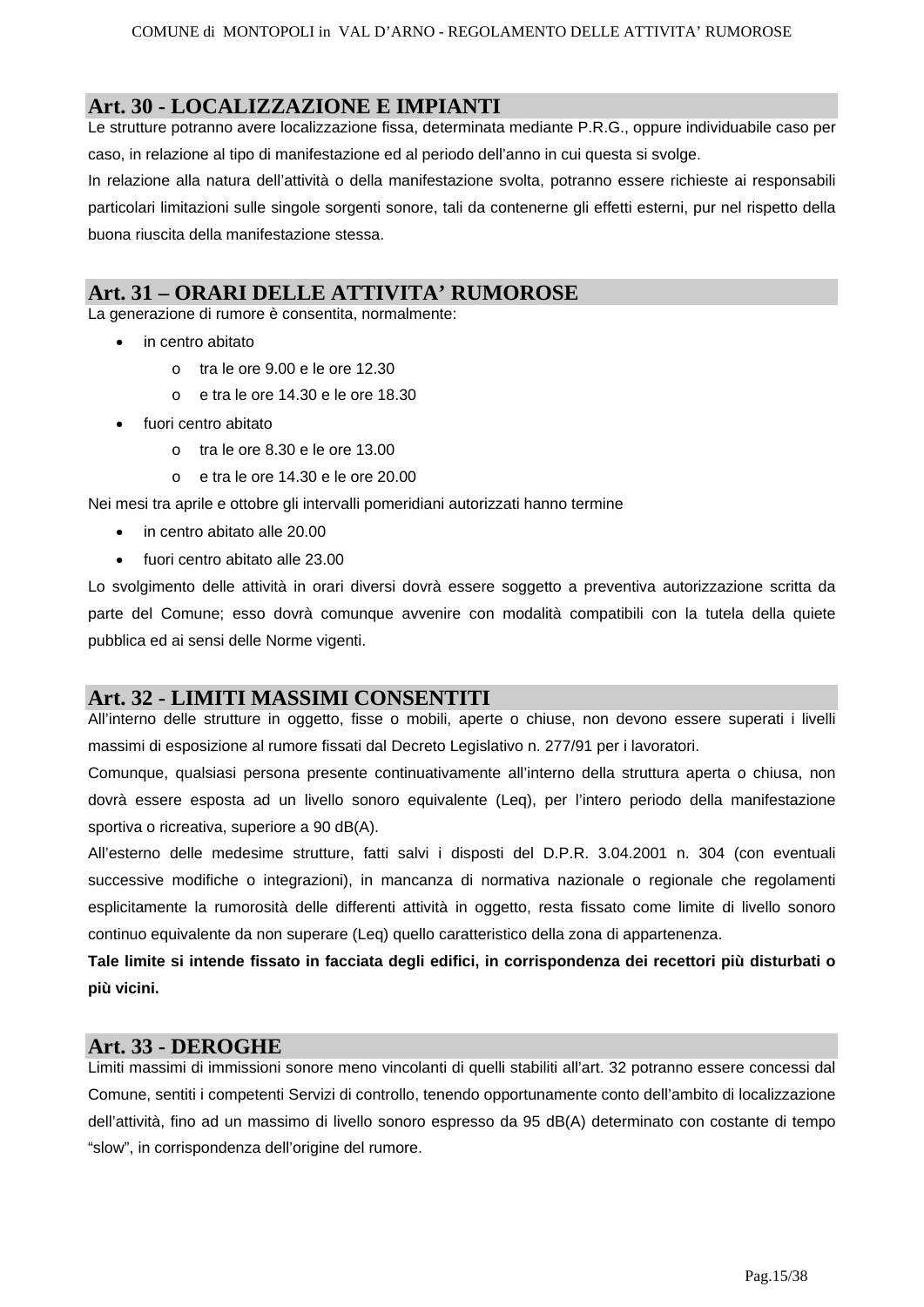## Art. 30 - LOCALIZZAZIONE E IMPIANTI

Le strutture potranno avere localizzazione fissa, determinata mediante P.R.G., oppure individuabile caso per caso, in relazione al tipo di manifestazione ed al periodo dell'anno in cui questa si svolge.

In relazione alla natura dell'attività o della manifestazione svolta, potranno essere richieste ai responsabili particolari limitazioni sulle singole sorgenti sonore, tali da contenerne gli effetti esterni, pur nel rispetto della buona riuscita della manifestazione stessa.

## Art. 31 – ORARI DELLE ATTIVITA' RUMOROSE

La generazione di rumore è consentita, normalmente:

- in centro abitato
  - tra le ore 9.00 e le ore 12.30
  - e tra le ore 14.30 e le ore 18.30
- fuori centro abitato
  - tra le ore 8.30 e le ore 13.00
  - e tra le ore 14.30 e le ore 20.00

Nei mesi tra aprile e ottobre gli intervalli pomeridiani autorizzati hanno termine

- in centro abitato alle 20.00
- fuori centro abitato alle 23.00

Lo svolgimento delle attività in orari diversi dovrà essere soggetto a preventiva autorizzazione scritta da parte del Comune; esso dovrà comunque avvenire con modalità compatibili con la tutela della quiete pubblica ed ai sensi delle Norme vigenti.

## Art. 32 - LIMITI MASSIMI CONSENTITI

All'interno delle strutture in oggetto, fisse o mobili, aperte o chiuse, non devono essere superati i livelli massimi di esposizione al rumore fissati dal Decreto Legislativo n. 277/91 per i lavoratori.

Comunque, qualsiasi persona presente continuativamente all'interno della struttura aperta o chiusa, non dovrà essere esposta ad un livello sonoro equivalente (Leq), per l'intero periodo della manifestazione sportiva o ricreativa, superiore a 90 dB(A).

All'esterno delle medesime strutture, fatti salvi i disposti del D.P.R. 3.04.2001 n. 304 (con eventuali successive modifiche o integrazioni), in mancanza di normativa nazionale o regionale che regolamenti esplicitamente la rumorosità delle differenti attività in oggetto, resta fissato come limite di livello sonoro continuo equivalente da non superare (Leq) quello caratteristico della zona di appartenenza.

**Tale limite si intende fissato in facciata degli edifici, in corrispondenza dei recettori più disturbati o più vicini.**

## Art. 33 - DEROGHE

Limiti massimi di immissioni sonore meno vincolanti di quelli stabiliti all'art. 32 potranno essere concessi dal Comune, sentiti i competenti Servizi di controllo, tenendo opportunamente conto dell'ambito di localizzazione dell'attività, fino ad un massimo di livello sonoro espresso da 95 dB(A) determinato con costante di tempo "slow", in corrispondenza dell'origine del rumore.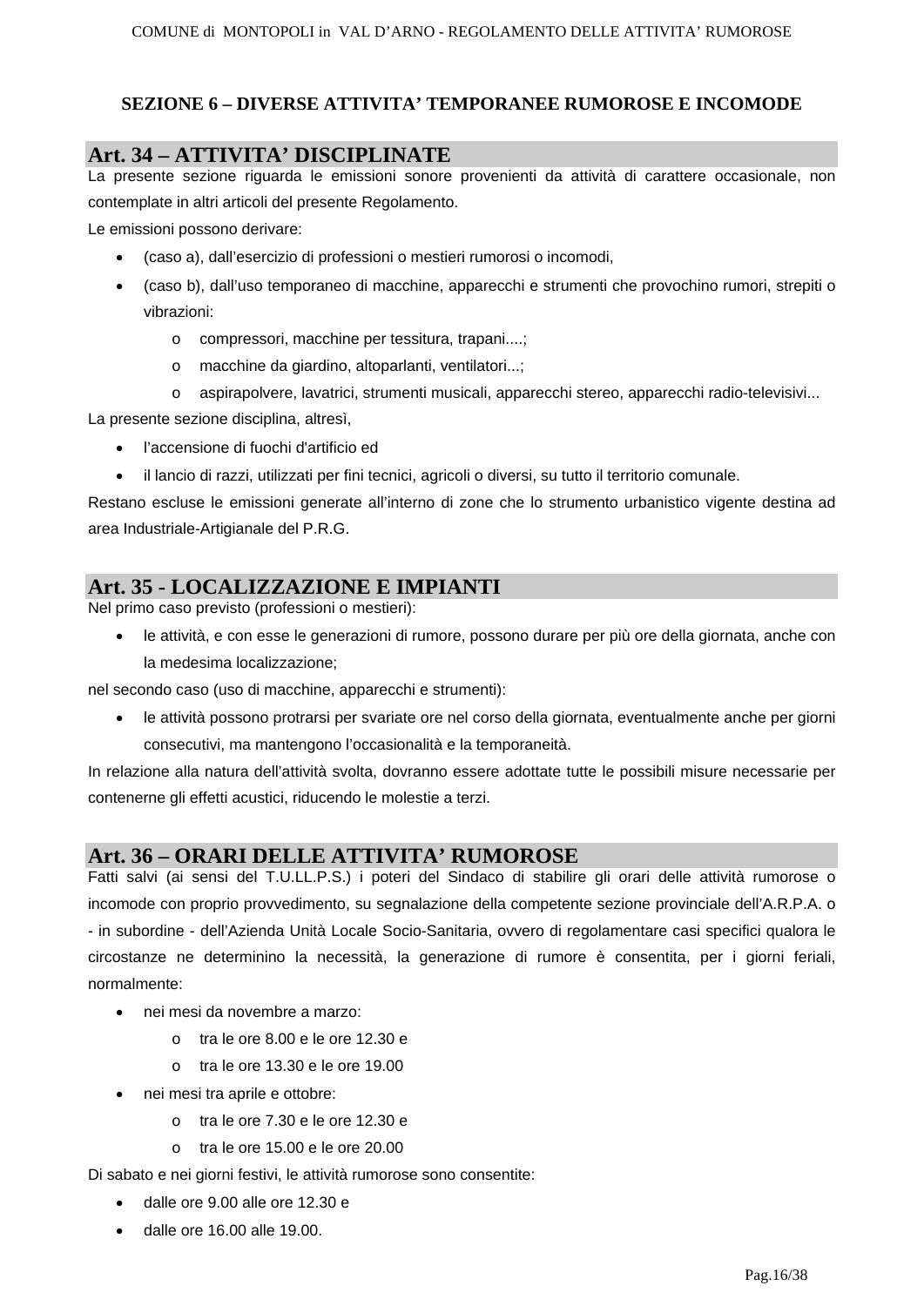## SEZIONE 6 – DIVERSE ATTIVITA' TEMPORANEE RUMOROSE E INCOMODE

### Art. 34 – ATTIVITA' DISCIPLINATE

La presente sezione riguarda le emissioni sonore provenienti da attività di carattere occasionale, non contemplate in altri articoli del presente Regolamento.

Le emissioni possono derivare:

- (caso a), dall'esercizio di professioni o mestieri rumorosi o incomodi,
- (caso b), dall'uso temporaneo di macchine, apparecchi e strumenti che provochino rumori, strepiti o vibrazioni:
  - compressori, macchine per tessitura, trapani....;
  - macchine da giardino, altoparlanti, ventilatori...;
  - aspirapolvere, lavatrici, strumenti musicali, apparecchi stereo, apparecchi radio-televisivi...

La presente sezione disciplina, altresì,

- l'accensione di fuochi d'artificio ed
- il lancio di razzi, utilizzati per fini tecnici, agricoli o diversi, su tutto il territorio comunale.

Restano escluse le emissioni generate all'interno di zone che lo strumento urbanistico vigente destina ad area Industriale-Artigianale del P.R.G.

### Art. 35 - LOCALIZZAZIONE E IMPIANTI

Nel primo caso previsto (professioni o mestieri):

- le attività, e con esse le generazioni di rumore, possono durare per più ore della giornata, anche con la medesima localizzazione;

nel secondo caso (uso di macchine, apparecchi e strumenti):

- le attività possono protrarsi per svariate ore nel corso della giornata, eventualmente anche per giorni consecutivi, ma mantengono l'occasionalità e la temporaneità.

In relazione alla natura dell'attività svolta, dovranno essere adottate tutte le possibili misure necessarie per contenerne gli effetti acustici, riducendo le molestie a terzi.

### Art. 36 – ORARI DELLE ATTIVITA' RUMOROSE

Fatti salvi (ai sensi del T.U.LL.P.S.) i poteri del Sindaco di stabilire gli orari delle attività rumorose o incomode con proprio provvedimento, su segnalazione della competente sezione provinciale dell'A.R.P.A. o - in subordine - dell'Azienda Unità Locale Socio-Sanitaria, ovvero di regolamentare casi specifici qualora le circostanze ne determinino la necessità, la generazione di rumore è consentita, per i giorni feriali, normalmente:

- nei mesi da novembre a marzo:
  - tra le ore 8.00 e le ore 12.30 e
  - tra le ore 13.30 e le ore 19.00
- nei mesi tra aprile e ottobre:
  - tra le ore 7.30 e le ore 12.30 e
  - tra le ore 15.00 e le ore 20.00

Di sabato e nei giorni festivi, le attività rumorose sono consentite:

- dalle ore 9.00 alle ore 12.30 e
- dalle ore 16.00 alle 19.00.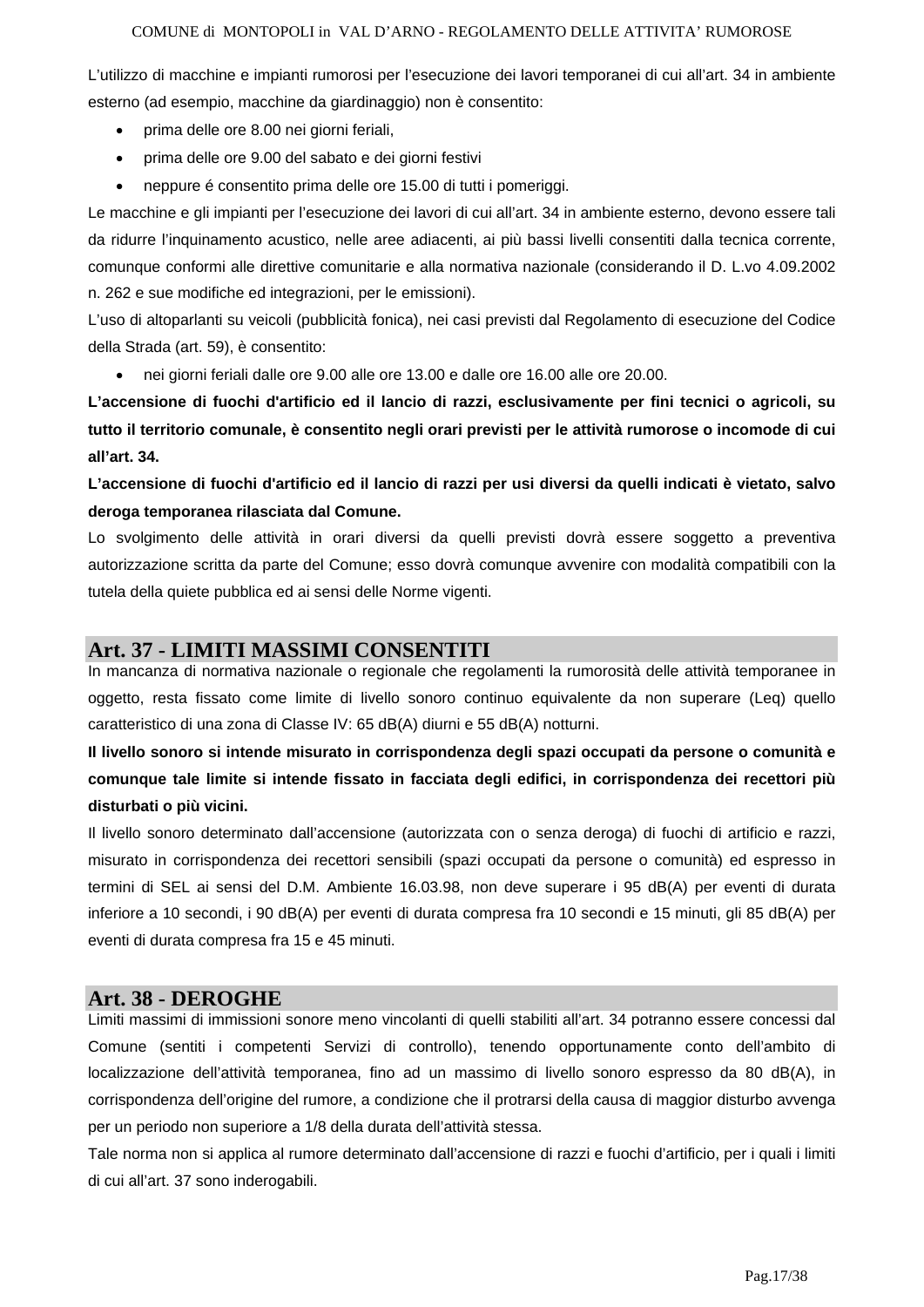L'utilizzo di macchine e impianti rumorosi per l'esecuzione dei lavori temporanei di cui all'art. 34 in ambiente esterno (ad esempio, macchine da giardinaggio) non è consentito:

- prima delle ore 8.00 nei giorni feriali,
- prima delle ore 9.00 del sabato e dei giorni festivi
- neppure é consentito prima delle ore 15.00 di tutti i pomeriggi.

Le macchine e gli impianti per l'esecuzione dei lavori di cui all'art. 34 in ambiente esterno, devono essere tali da ridurre l'inquinamento acustico, nelle aree adiacenti, ai più bassi livelli consentiti dalla tecnica corrente, comunque conformi alle direttive comunitarie e alla normativa nazionale (considerando il D. L.vo 4.09.2002 n. 262 e sue modifiche ed integrazioni, per le emissioni).

L'uso di altoparlanti su veicoli (pubblicità fonica), nei casi previsti dal Regolamento di esecuzione del Codice della Strada (art. 59), è consentito:

- nei giorni feriali dalle ore 9.00 alle ore 13.00 e dalle ore 16.00 alle ore 20.00.

**L'accensione di fuochi d'artificio ed il lancio di razzi, esclusivamente per fini tecnici o agricoli, su tutto il territorio comunale, è consentito negli orari previsti per le attività rumorose o incomode di cui all'art. 34.**

**L'accensione di fuochi d'artificio ed il lancio di razzi per usi diversi da quelli indicati è vietato, salvo deroga temporanea rilasciata dal Comune.**

Lo svolgimento delle attività in orari diversi da quelli previsti dovrà essere soggetto a preventiva autorizzazione scritta da parte del Comune; esso dovrà comunque avvenire con modalità compatibili con la tutela della quiete pubblica ed ai sensi delle Norme vigenti.

## Art. 37 - LIMITI MASSIMI CONSENTITI

In mancanza di normativa nazionale o regionale che regolamenti la rumorosità delle attività temporanee in oggetto, resta fissato come limite di livello sonoro continuo equivalente da non superare (Leq) quello caratteristico di una zona di Classe IV: 65 dB(A) diurni e 55 dB(A) notturni.

**Il livello sonoro si intende misurato in corrispondenza degli spazi occupati da persone o comunità e comunque tale limite si intende fissato in facciata degli edifici, in corrispondenza dei recettori più disturbati o più vicini.**

Il livello sonoro determinato dall'accensione (autorizzata con o senza deroga) di fuochi di artificio e razzi, misurato in corrispondenza dei recettori sensibili (spazi occupati da persone o comunità) ed espresso in termini di SEL ai sensi del D.M. Ambiente 16.03.98, non deve superare i 95 dB(A) per eventi di durata inferiore a 10 secondi, i 90 dB(A) per eventi di durata compresa fra 10 secondi e 15 minuti, gli 85 dB(A) per eventi di durata compresa fra 15 e 45 minuti.

## Art. 38 - DEROGHE

Limiti massimi di immissioni sonore meno vincolanti di quelli stabiliti all'art. 34 potranno essere concessi dal Comune (sentiti i competenti Servizi di controllo), tenendo opportunamente conto dell'ambito di localizzazione dell'attività temporanea, fino ad un massimo di livello sonoro espresso da 80 dB(A), in corrispondenza dell'origine del rumore, a condizione che il protrarsi della causa di maggior disturbo avvenga per un periodo non superiore a 1/8 della durata dell'attività stessa.

Tale norma non si applica al rumore determinato dall'accensione di razzi e fuochi d'artificio, per i quali i limiti di cui all'art. 37 sono inderogabili.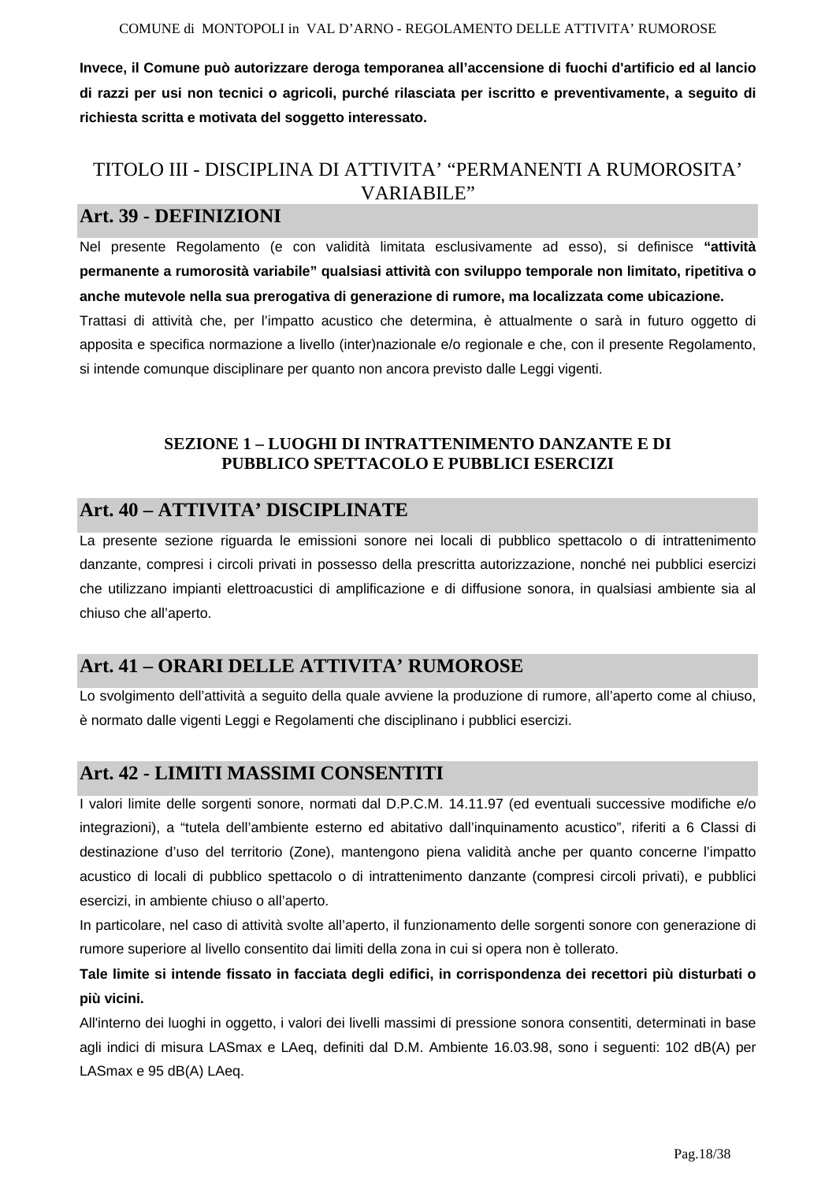**Invece, il Comune può autorizzare deroga temporanea all'accensione di fuochi d'artificio ed al lancio di razzi per usi non tecnici o agricoli, purché rilasciata per iscritto e preventivamente, a seguito di richiesta scritta e motivata del soggetto interessato.**

# TITOLO III - DISCIPLINA DI ATTIVITA' "PERMANENTI A RUMOROSITA' VARIABILE"

## Art. 39 - DEFINIZIONI

Nel presente Regolamento (e con validità limitata esclusivamente ad esso), si definisce **"attività permanente a rumorosità variabile" qualsiasi attività con sviluppo temporale non limitato, ripetitiva o anche mutevole nella sua prerogativa di generazione di rumore, ma localizzata come ubicazione.**

Trattasi di attività che, per l'impatto acustico che determina, è attualmente o sarà in futuro oggetto di apposita e specifica normazione a livello (inter)nazionale e/o regionale e che, con il presente Regolamento, si intende comunque disciplinare per quanto non ancora previsto dalle Leggi vigenti.

### SEZIONE 1 – LUOGHI DI INTRATTENIMENTO DANZANTE E DI PUBBLICO SPETTACOLO E PUBBLICI ESERCIZI

## Art. 40 – ATTIVITA' DISCIPLINATE

La presente sezione riguarda le emissioni sonore nei locali di pubblico spettacolo o di intrattenimento danzante, compresi i circoli privati in possesso della prescritta autorizzazione, nonché nei pubblici esercizi che utilizzano impianti elettroacustici di amplificazione e di diffusione sonora, in qualsiasi ambiente sia al chiuso che all'aperto.

## Art. 41 – ORARI DELLE ATTIVITA' RUMOROSE

Lo svolgimento dell'attività a seguito della quale avviene la produzione di rumore, all'aperto come al chiuso, è normato dalle vigenti Leggi e Regolamenti che disciplinano i pubblici esercizi.

## Art. 42 - LIMITI MASSIMI CONSENTITI

I valori limite delle sorgenti sonore, normati dal D.P.C.M. 14.11.97 (ed eventuali successive modifiche e/o integrazioni), a "tutela dell'ambiente esterno ed abitativo dall'inquinamento acustico", riferiti a 6 Classi di destinazione d'uso del territorio (Zone), mantengono piena validità anche per quanto concerne l'impatto acustico di locali di pubblico spettacolo o di intrattenimento danzante (compresi circoli privati), e pubblici esercizi, in ambiente chiuso o all'aperto.

In particolare, nel caso di attività svolte all'aperto, il funzionamento delle sorgenti sonore con generazione di rumore superiore al livello consentito dai limiti della zona in cui si opera non è tollerato.

**Tale limite si intende fissato in facciata degli edifici, in corrispondenza dei recettori più disturbati o più vicini.**

All'interno dei luoghi in oggetto, i valori dei livelli massimi di pressione sonora consentiti, determinati in base agli indici di misura LASmax e LAeq, definiti dal D.M. Ambiente 16.03.98, sono i seguenti: 102 dB(A) per LASmax e 95 dB(A) LAeq.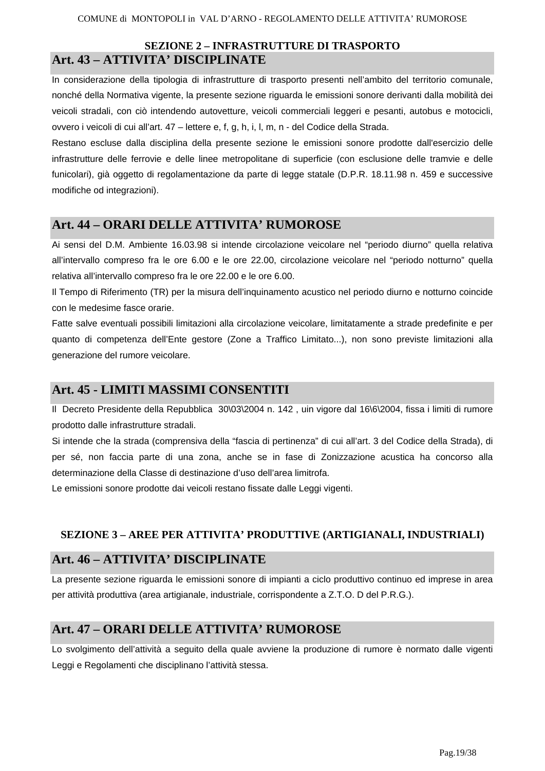## SEZIONE 2 – INFRASTRUTTURE DI TRASPORTO

### Art. 43 – ATTIVITA' DISCIPLINATE

In considerazione della tipologia di infrastrutture di trasporto presenti nell'ambito del territorio comunale, nonché della Normativa vigente, la presente sezione riguarda le emissioni sonore derivanti dalla mobilità dei veicoli stradali, con ciò intendendo autovetture, veicoli commerciali leggeri e pesanti, autobus e motocicli, ovvero i veicoli di cui all'art. 47 – lettere e, f, g, h, i, l, m, n - del Codice della Strada.

Restano escluse dalla disciplina della presente sezione le emissioni sonore prodotte dall'esercizio delle infrastrutture delle ferrovie e delle linee metropolitane di superficie (con esclusione delle tramvie e delle funicolari), già oggetto di regolamentazione da parte di legge statale (D.P.R. 18.11.98 n. 459 e successive modifiche od integrazioni).

### Art. 44 – ORARI DELLE ATTIVITA' RUMOROSE

Ai sensi del D.M. Ambiente 16.03.98 si intende circolazione veicolare nel "periodo diurno" quella relativa all'intervallo compreso fra le ore 6.00 e le ore 22.00, circolazione veicolare nel "periodo notturno" quella relativa all'intervallo compreso fra le ore 22.00 e le ore 6.00.

Il Tempo di Riferimento (TR) per la misura dell'inquinamento acustico nel periodo diurno e notturno coincide con le medesime fasce orarie.

Fatte salve eventuali possibili limitazioni alla circolazione veicolare, limitatamente a strade predefinite e per quanto di competenza dell'Ente gestore (Zone a Traffico Limitato...), non sono previste limitazioni alla generazione del rumore veicolare.

### Art. 45 - LIMITI MASSIMI CONSENTITI

Il Decreto Presidente della Repubblica 30\03\2004 n. 142 , uin vigore dal 16\6\2004, fissa i limiti di rumore prodotto dalle infrastrutture stradali.

Si intende che la strada (comprensiva della "fascia di pertinenza" di cui all'art. 3 del Codice della Strada), di per sé, non faccia parte di una zona, anche se in fase di Zonizzazione acustica ha concorso alla determinazione della Classe di destinazione d'uso dell'area limitrofa.

Le emissioni sonore prodotte dai veicoli restano fissate dalle Leggi vigenti.

## SEZIONE 3 – AREE PER ATTIVITA' PRODUTTIVE (ARTIGIANALI, INDUSTRIALI)

### Art. 46 – ATTIVITA' DISCIPLINATE

La presente sezione riguarda le emissioni sonore di impianti a ciclo produttivo continuo ed imprese in area per attività produttiva (area artigianale, industriale, corrispondente a Z.T.O. D del P.R.G.).

### Art. 47 – ORARI DELLE ATTIVITA' RUMOROSE

Lo svolgimento dell'attività a seguito della quale avviene la produzione di rumore è normato dalle vigenti Leggi e Regolamenti che disciplinano l'attività stessa.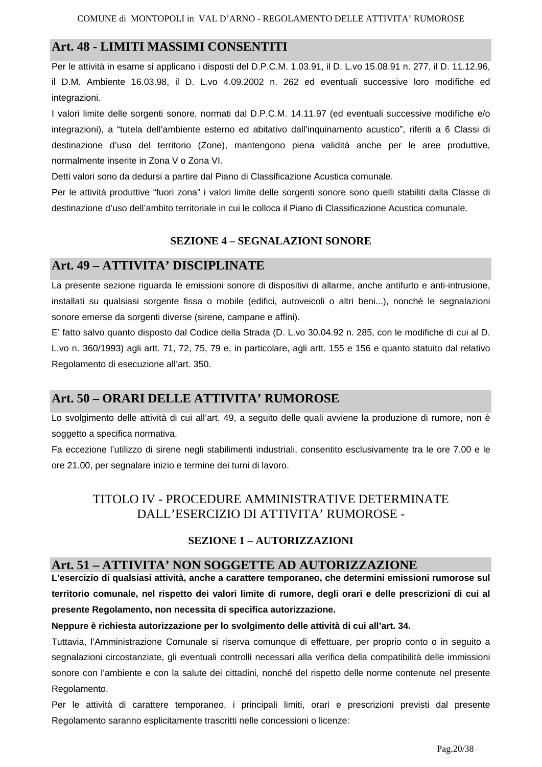## Art. 48 - LIMITI MASSIMI CONSENTITI

Per le attività in esame si applicano i disposti del D.P.C.M. 1.03.91, il D. L.vo 15.08.91 n. 277, il D. 11.12.96, il D.M. Ambiente 16.03.98, il D. L.vo 4.09.2002 n. 262 ed eventuali successive loro modifiche ed integrazioni.

I valori limite delle sorgenti sonore, normati dal D.P.C.M. 14.11.97 (ed eventuali successive modifiche e/o integrazioni), a "tutela dell'ambiente esterno ed abitativo dall'inquinamento acustico", riferiti a 6 Classi di destinazione d'uso del territorio (Zone), mantengono piena validità anche per le aree produttive, normalmente inserite in Zona V o Zona VI.

Detti valori sono da dedursi a partire dal Piano di Classificazione Acustica comunale.

Per le attività produttive "fuori zona" i valori limite delle sorgenti sonore sono quelli stabiliti dalla Classe di destinazione d'uso dell'ambito territoriale in cui le colloca il Piano di Classificazione Acustica comunale.

### SEZIONE 4 – SEGNALAZIONI SONORE

## Art. 49 – ATTIVITA' DISCIPLINATE

La presente sezione riguarda le emissioni sonore di dispositivi di allarme, anche antifurto e anti-intrusione, installati su qualsiasi sorgente fissa o mobile (edifici, autoveicoli o altri beni...), nonché le segnalazioni sonore emerse da sorgenti diverse (sirene, campane e affini).

E' fatto salvo quanto disposto dal Codice della Strada (D. L.vo 30.04.92 n. 285, con le modifiche di cui al D. L.vo n. 360/1993) agli artt. 71, 72, 75, 79 e, in particolare, agli artt. 155 e 156 e quanto statuito dal relativo Regolamento di esecuzione all'art. 350.

## Art. 50 – ORARI DELLE ATTIVITA' RUMOROSE

Lo svolgimento delle attività di cui all'art. 49, a seguito delle quali avviene la produzione di rumore, non è soggetto a specifica normativa.

Fa eccezione l'utilizzo di sirene negli stabilimenti industriali, consentito esclusivamente tra le ore 7.00 e le ore 21.00, per segnalare inizio e termine dei turni di lavoro.

# TITOLO IV - PROCEDURE AMMINISTRATIVE DETERMINATE DALL'ESERCIZIO DI ATTIVITA' RUMOROSE -

### SEZIONE 1 – AUTORIZZAZIONI

## Art. 51 – ATTIVITA' NON SOGGETTE AD AUTORIZZAZIONE

**L'esercizio di qualsiasi attività, anche a carattere temporaneo, che determini emissioni rumorose sul territorio comunale, nel rispetto dei valori limite di rumore, degli orari e delle prescrizioni di cui al presente Regolamento, non necessita di specifica autorizzazione.**

**Neppure è richiesta autorizzazione per lo svolgimento delle attività di cui all'art. 34.**

Tuttavia, l'Amministrazione Comunale si riserva comunque di effettuare, per proprio conto o in seguito a segnalazioni circostanziate, gli eventuali controlli necessari alla verifica della compatibilità delle immissioni sonore con l'ambiente e con la salute dei cittadini, nonché del rispetto delle norme contenute nel presente Regolamento.

Per le attività di carattere temporaneo, i principali limiti, orari e prescrizioni previsti dal presente Regolamento saranno esplicitamente trascritti nelle concessioni o licenze: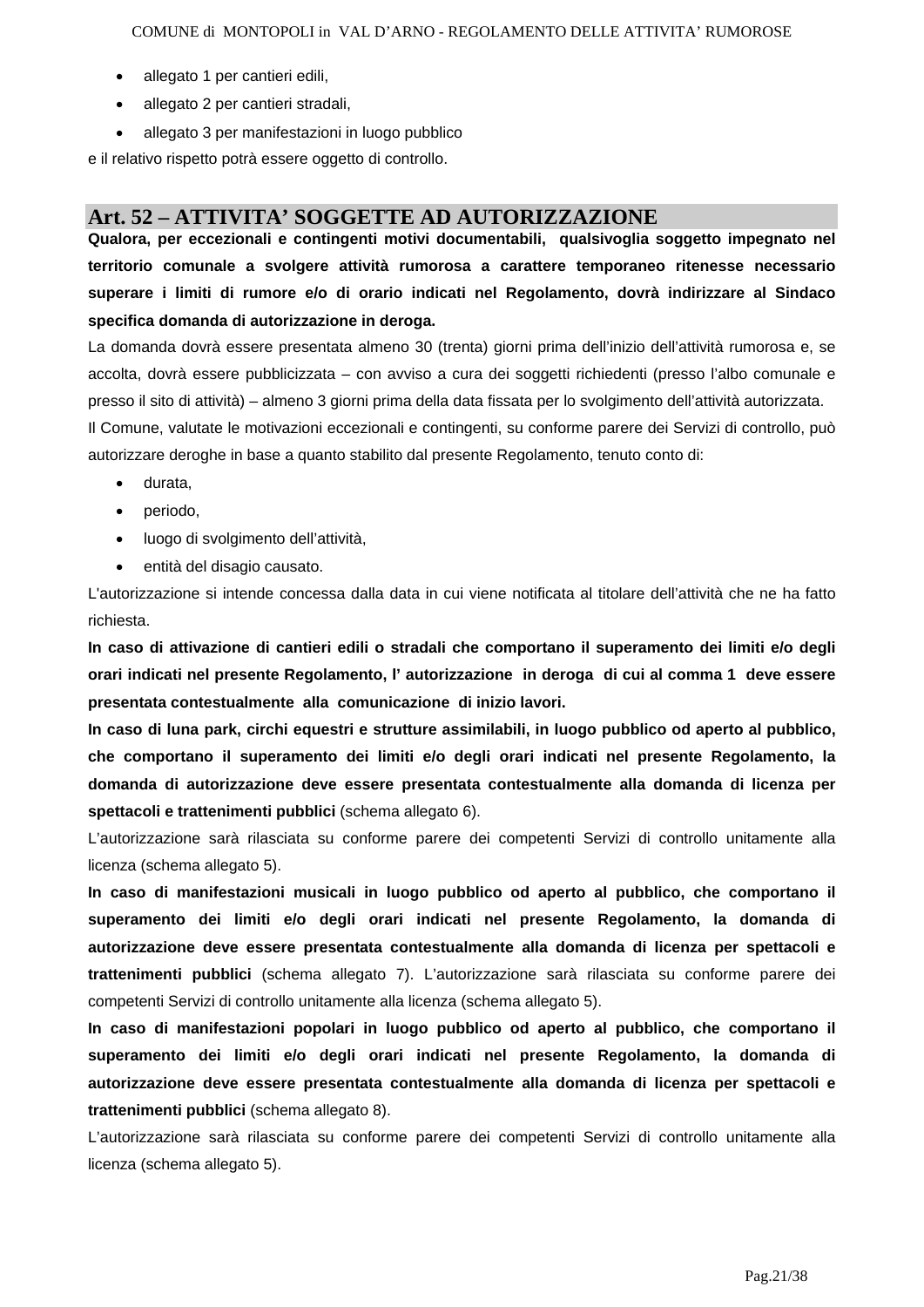- allegato 1 per cantieri edili,
- allegato 2 per cantieri stradali,
- allegato 3 per manifestazioni in luogo pubblico

e il relativo rispetto potrà essere oggetto di controllo.

## Art. 52 – ATTIVITA' SOGGETTE AD AUTORIZZAZIONE

**Qualora, per eccezionali e contingenti motivi documentabili, qualsivoglia soggetto impegnato nel territorio comunale a svolgere attività rumorosa a carattere temporaneo ritenesse necessario superare i limiti di rumore e/o di orario indicati nel Regolamento, dovrà indirizzare al Sindaco specifica domanda di autorizzazione in deroga.**

La domanda dovrà essere presentata almeno 30 (trenta) giorni prima dell'inizio dell'attività rumorosa e, se accolta, dovrà essere pubblicizzata – con avviso a cura dei soggetti richiedenti (presso l'albo comunale e presso il sito di attività) – almeno 3 giorni prima della data fissata per lo svolgimento dell'attività autorizzata.

Il Comune, valutate le motivazioni eccezionali e contingenti, su conforme parere dei Servizi di controllo, può autorizzare deroghe in base a quanto stabilito dal presente Regolamento, tenuto conto di:

- durata,
- periodo,
- luogo di svolgimento dell'attività,
- entità del disagio causato.

L'autorizzazione si intende concessa dalla data in cui viene notificata al titolare dell'attività che ne ha fatto richiesta.

**In caso di attivazione di cantieri edili o stradali che comportano il superamento dei limiti e/o degli orari indicati nel presente Regolamento, l' autorizzazione in deroga di cui al comma 1 deve essere presentata contestualmente alla comunicazione di inizio lavori.**

**In caso di luna park, circhi equestri e strutture assimilabili, in luogo pubblico od aperto al pubblico, che comportano il superamento dei limiti e/o degli orari indicati nel presente Regolamento, la domanda di autorizzazione deve essere presentata contestualmente alla domanda di licenza per spettacoli e trattenimenti pubblici** (schema allegato 6).

L'autorizzazione sarà rilasciata su conforme parere dei competenti Servizi di controllo unitamente alla licenza (schema allegato 5).

**In caso di manifestazioni musicali in luogo pubblico od aperto al pubblico, che comportano il superamento dei limiti e/o degli orari indicati nel presente Regolamento, la domanda di autorizzazione deve essere presentata contestualmente alla domanda di licenza per spettacoli e trattenimenti pubblici** (schema allegato 7). L'autorizzazione sarà rilasciata su conforme parere dei competenti Servizi di controllo unitamente alla licenza (schema allegato 5).

**In caso di manifestazioni popolari in luogo pubblico od aperto al pubblico, che comportano il superamento dei limiti e/o degli orari indicati nel presente Regolamento, la domanda di autorizzazione deve essere presentata contestualmente alla domanda di licenza per spettacoli e trattenimenti pubblici** (schema allegato 8).

L'autorizzazione sarà rilasciata su conforme parere dei competenti Servizi di controllo unitamente alla licenza (schema allegato 5).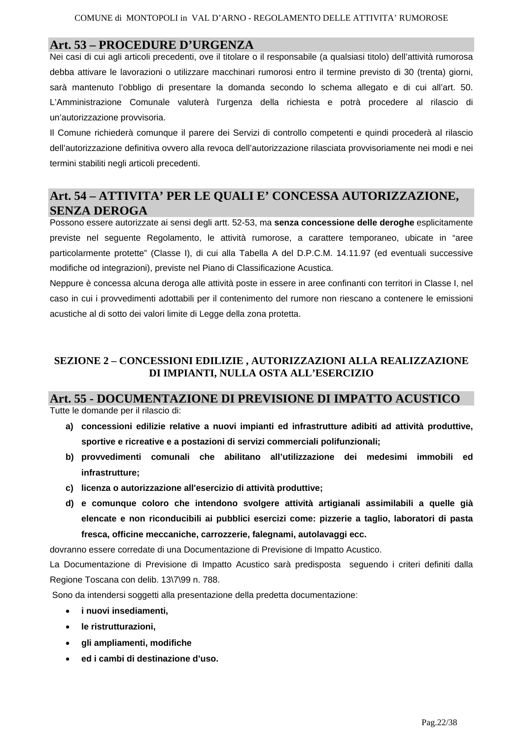## Art. 53 – PROCEDURE D'URGENZA

Nei casi di cui agli articoli precedenti, ove il titolare o il responsabile (a qualsiasi titolo) dell'attività rumorosa debba attivare le lavorazioni o utilizzare macchinari rumorosi entro il termine previsto di 30 (trenta) giorni, sarà mantenuto l'obbligo di presentare la domanda secondo lo schema allegato e di cui all'art. 50. L'Amministrazione Comunale valuterà l'urgenza della richiesta e potrà procedere al rilascio di un'autorizzazione provvisoria.

Il Comune richiederà comunque il parere dei Servizi di controllo competenti e quindi procederà al rilascio dell'autorizzazione definitiva ovvero alla revoca dell'autorizzazione rilasciata provvisoriamente nei modi e nei termini stabiliti negli articoli precedenti.

## Art. 54 – ATTIVITA' PER LE QUALI E' CONCESSA AUTORIZZAZIONE, SENZA DEROGA

Possono essere autorizzate ai sensi degli artt. 52-53, ma **senza concessione delle deroghe** esplicitamente previste nel seguente Regolamento, le attività rumorose, a carattere temporaneo, ubicate in "aree particolarmente protette" (Classe I), di cui alla Tabella A del D.P.C.M. 14.11.97 (ed eventuali successive modifiche od integrazioni), previste nel Piano di Classificazione Acustica.

Neppure è concessa alcuna deroga alle attività poste in essere in aree confinanti con territori in Classe I, nel caso in cui i provvedimenti adottabili per il contenimento del rumore non riescano a contenere le emissioni acustiche al di sotto dei valori limite di Legge della zona protetta.

# SEZIONE 2 – CONCESSIONI EDILIZIE , AUTORIZZAZIONI ALLA REALIZZAZIONE DI IMPIANTI, NULLA OSTA ALL'ESERCIZIO

## Art. 55 - DOCUMENTAZIONE DI PREVISIONE DI IMPATTO ACUSTICO

Tutte le domande per il rilascio di:

a) **concessioni edilizie relative a nuovi impianti ed infrastrutture adibiti ad attività produttive, sportive e ricreative e a postazioni di servizi commerciali polifunzionali;**
b) **provvedimenti comunali che abilitano all'utilizzazione dei medesimi immobili ed infrastrutture;**
c) **licenza o autorizzazione all'esercizio di attività produttive;**
d) **e comunque coloro che intendono svolgere attività artigianali assimilabili a quelle già elencate e non riconducibili ai pubblici esercizi come: pizzerie a taglio, laboratori di pasta fresca, officine meccaniche, carrozzerie, falegnami, autolavaggi ecc.**

dovranno essere corredate di una Documentazione di Previsione di Impatto Acustico.

La Documentazione di Previsione di Impatto Acustico sarà predisposta seguendo i criteri definiti dalla Regione Toscana con delib. 13\7\99 n. 788.

Sono da intendersi soggetti alla presentazione della predetta documentazione:

- **i nuovi insediamenti,**
- **le ristrutturazioni,**
- **gli ampliamenti, modifiche**
- **ed i cambi di destinazione d'uso.**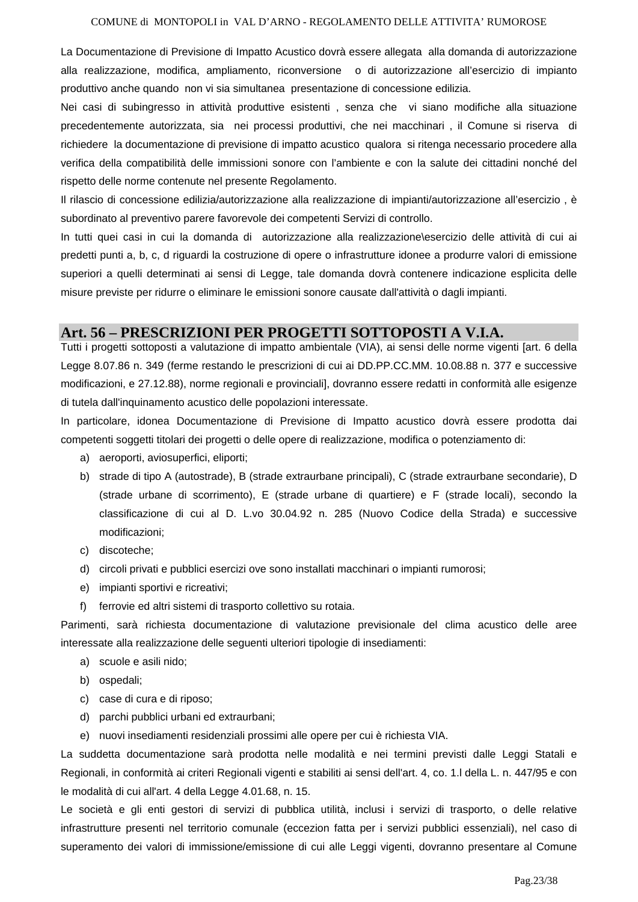La Documentazione di Previsione di Impatto Acustico dovrà essere allegata alla domanda di autorizzazione alla realizzazione, modifica, ampliamento, riconversione o di autorizzazione all'esercizio di impianto produttivo anche quando non vi sia simultanea presentazione di concessione edilizia.

Nei casi di subingresso in attività produttive esistenti , senza che vi siano modifiche alla situazione precedentemente autorizzata, sia nei processi produttivi, che nei macchinari , il Comune si riserva di richiedere la documentazione di previsione di impatto acustico qualora si ritenga necessario procedere alla verifica della compatibilità delle immissioni sonore con l'ambiente e con la salute dei cittadini nonché del rispetto delle norme contenute nel presente Regolamento.

Il rilascio di concessione edilizia/autorizzazione alla realizzazione di impianti/autorizzazione all'esercizio , è subordinato al preventivo parere favorevole dei competenti Servizi di controllo.

In tutti quei casi in cui la domanda di autorizzazione alla realizzazione\esercizio delle attività di cui ai predetti punti a, b, c, d riguardi la costruzione di opere o infrastrutture idonee a produrre valori di emissione superiori a quelli determinati ai sensi di Legge, tale domanda dovrà contenere indicazione esplicita delle misure previste per ridurre o eliminare le emissioni sonore causate dall'attività o dagli impianti.

## Art. 56 – PRESCRIZIONI PER PROGETTI SOTTOPOSTI A V.I.A.

Tutti i progetti sottoposti a valutazione di impatto ambientale (VIA), ai sensi delle norme vigenti [art. 6 della Legge 8.07.86 n. 349 (ferme restando le prescrizioni di cui ai DD.PP.CC.MM. 10.08.88 n. 377 e successive modificazioni, e 27.12.88), norme regionali e provinciali], dovranno essere redatti in conformità alle esigenze di tutela dall'inquinamento acustico delle popolazioni interessate.

In particolare, idonea Documentazione di Previsione di Impatto acustico dovrà essere prodotta dai competenti soggetti titolari dei progetti o delle opere di realizzazione, modifica o potenziamento di:

a) aeroporti, aviosuperfici, eliporti;
b) strade di tipo A (autostrade), B (strade extraurbane principali), C (strade extraurbane secondarie), D (strade urbane di scorrimento), E (strade urbane di quartiere) e F (strade locali), secondo la classificazione di cui al D. L.vo 30.04.92 n. 285 (Nuovo Codice della Strada) e successive modificazioni;
c) discoteche;
d) circoli privati e pubblici esercizi ove sono installati macchinari o impianti rumorosi;
e) impianti sportivi e ricreativi;
f) ferrovie ed altri sistemi di trasporto collettivo su rotaia.

Parimenti, sarà richiesta documentazione di valutazione previsionale del clima acustico delle aree interessate alla realizzazione delle seguenti ulteriori tipologie di insediamenti:

a) scuole e asili nido;
b) ospedali;
c) case di cura e di riposo;
d) parchi pubblici urbani ed extraurbani;
e) nuovi insediamenti residenziali prossimi alle opere per cui è richiesta VIA.

La suddetta documentazione sarà prodotta nelle modalità e nei termini previsti dalle Leggi Statali e Regionali, in conformità ai criteri Regionali vigenti e stabiliti ai sensi dell'art. 4, co. 1.l della L. n. 447/95 e con le modalità di cui all'art. 4 della Legge 4.01.68, n. 15.

Le società e gli enti gestori di servizi di pubblica utilità, inclusi i servizi di trasporto, o delle relative infrastrutture presenti nel territorio comunale (eccezion fatta per i servizi pubblici essenziali), nel caso di superamento dei valori di immissione/emissione di cui alle Leggi vigenti, dovranno presentare al Comune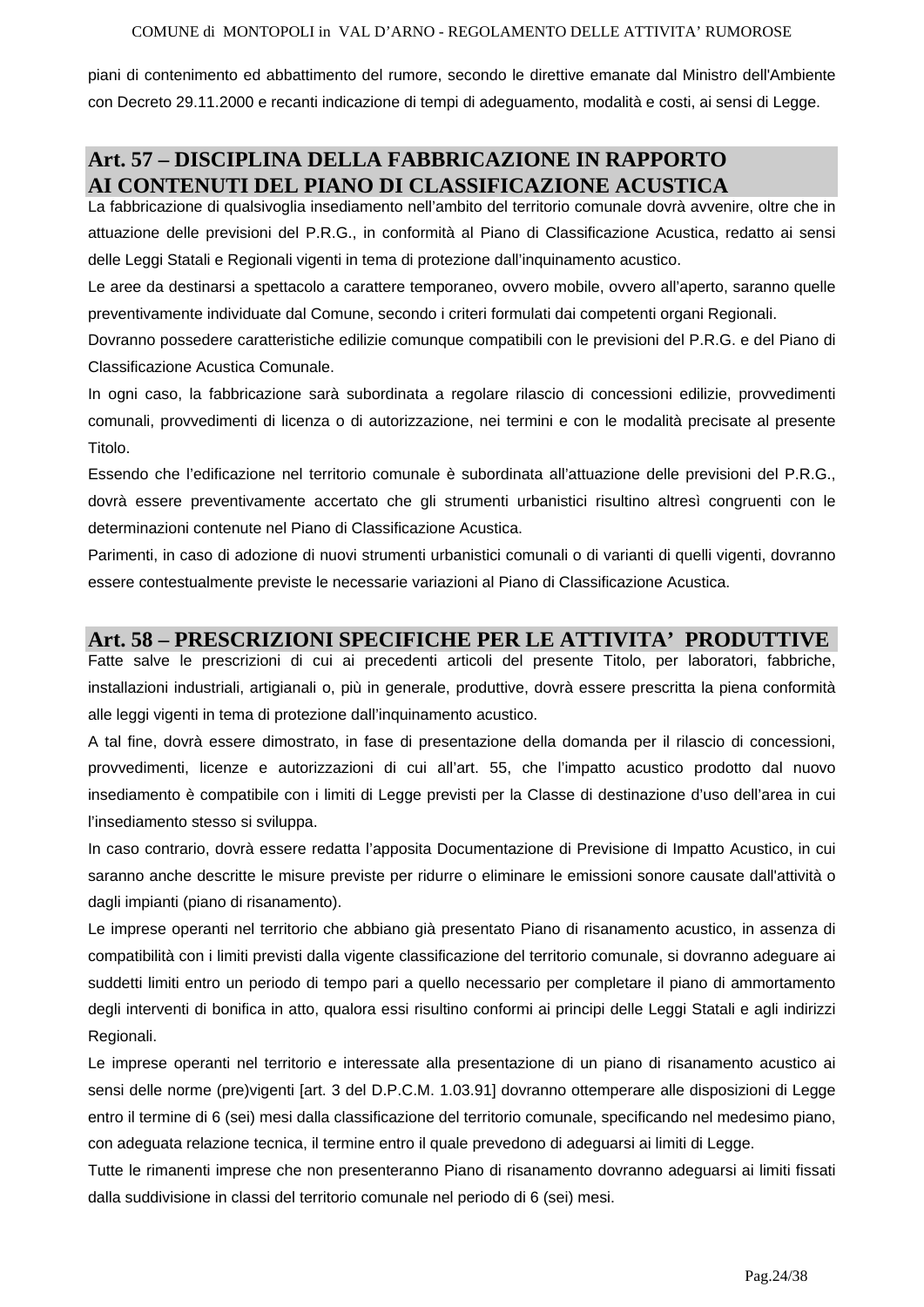piani di contenimento ed abbattimento del rumore, secondo le direttive emanate dal Ministro dell'Ambiente con Decreto 29.11.2000 e recanti indicazione di tempi di adeguamento, modalità e costi, ai sensi di Legge.

## Art. 57 – DISCIPLINA DELLA FABBRICAZIONE IN RAPPORTO AI CONTENUTI DEL PIANO DI CLASSIFICAZIONE ACUSTICA

La fabbricazione di qualsivoglia insediamento nell'ambito del territorio comunale dovrà avvenire, oltre che in attuazione delle previsioni del P.R.G., in conformità al Piano di Classificazione Acustica, redatto ai sensi delle Leggi Statali e Regionali vigenti in tema di protezione dall'inquinamento acustico.

Le aree da destinarsi a spettacolo a carattere temporaneo, ovvero mobile, ovvero all'aperto, saranno quelle preventivamente individuate dal Comune, secondo i criteri formulati dai competenti organi Regionali.

Dovranno possedere caratteristiche edilizie comunque compatibili con le previsioni del P.R.G. e del Piano di Classificazione Acustica Comunale.

In ogni caso, la fabbricazione sarà subordinata a regolare rilascio di concessioni edilizie, provvedimenti comunali, provvedimenti di licenza o di autorizzazione, nei termini e con le modalità precisate al presente Titolo.

Essendo che l'edificazione nel territorio comunale è subordinata all'attuazione delle previsioni del P.R.G., dovrà essere preventivamente accertato che gli strumenti urbanistici risultino altresì congruenti con le determinazioni contenute nel Piano di Classificazione Acustica.

Parimenti, in caso di adozione di nuovi strumenti urbanistici comunali o di varianti di quelli vigenti, dovranno essere contestualmente previste le necessarie variazioni al Piano di Classificazione Acustica.

## Art. 58 – PRESCRIZIONI SPECIFICHE PER LE ATTIVITA' PRODUTTIVE

Fatte salve le prescrizioni di cui ai precedenti articoli del presente Titolo, per laboratori, fabbriche, installazioni industriali, artigianali o, più in generale, produttive, dovrà essere prescritta la piena conformità alle leggi vigenti in tema di protezione dall'inquinamento acustico.

A tal fine, dovrà essere dimostrato, in fase di presentazione della domanda per il rilascio di concessioni, provvedimenti, licenze e autorizzazioni di cui all'art. 55, che l'impatto acustico prodotto dal nuovo insediamento è compatibile con i limiti di Legge previsti per la Classe di destinazione d'uso dell'area in cui l'insediamento stesso si sviluppa.

In caso contrario, dovrà essere redatta l'apposita Documentazione di Previsione di Impatto Acustico, in cui saranno anche descritte le misure previste per ridurre o eliminare le emissioni sonore causate dall'attività o dagli impianti (piano di risanamento).

Le imprese operanti nel territorio che abbiano già presentato Piano di risanamento acustico, in assenza di compatibilità con i limiti previsti dalla vigente classificazione del territorio comunale, si dovranno adeguare ai suddetti limiti entro un periodo di tempo pari a quello necessario per completare il piano di ammortamento degli interventi di bonifica in atto, qualora essi risultino conformi ai principi delle Leggi Statali e agli indirizzi Regionali.

Le imprese operanti nel territorio e interessate alla presentazione di un piano di risanamento acustico ai sensi delle norme (pre)vigenti [art. 3 del D.P.C.M. 1.03.91] dovranno ottemperare alle disposizioni di Legge entro il termine di 6 (sei) mesi dalla classificazione del territorio comunale, specificando nel medesimo piano, con adeguata relazione tecnica, il termine entro il quale prevedono di adeguarsi ai limiti di Legge.

Tutte le rimanenti imprese che non presenteranno Piano di risanamento dovranno adeguarsi ai limiti fissati dalla suddivisione in classi del territorio comunale nel periodo di 6 (sei) mesi.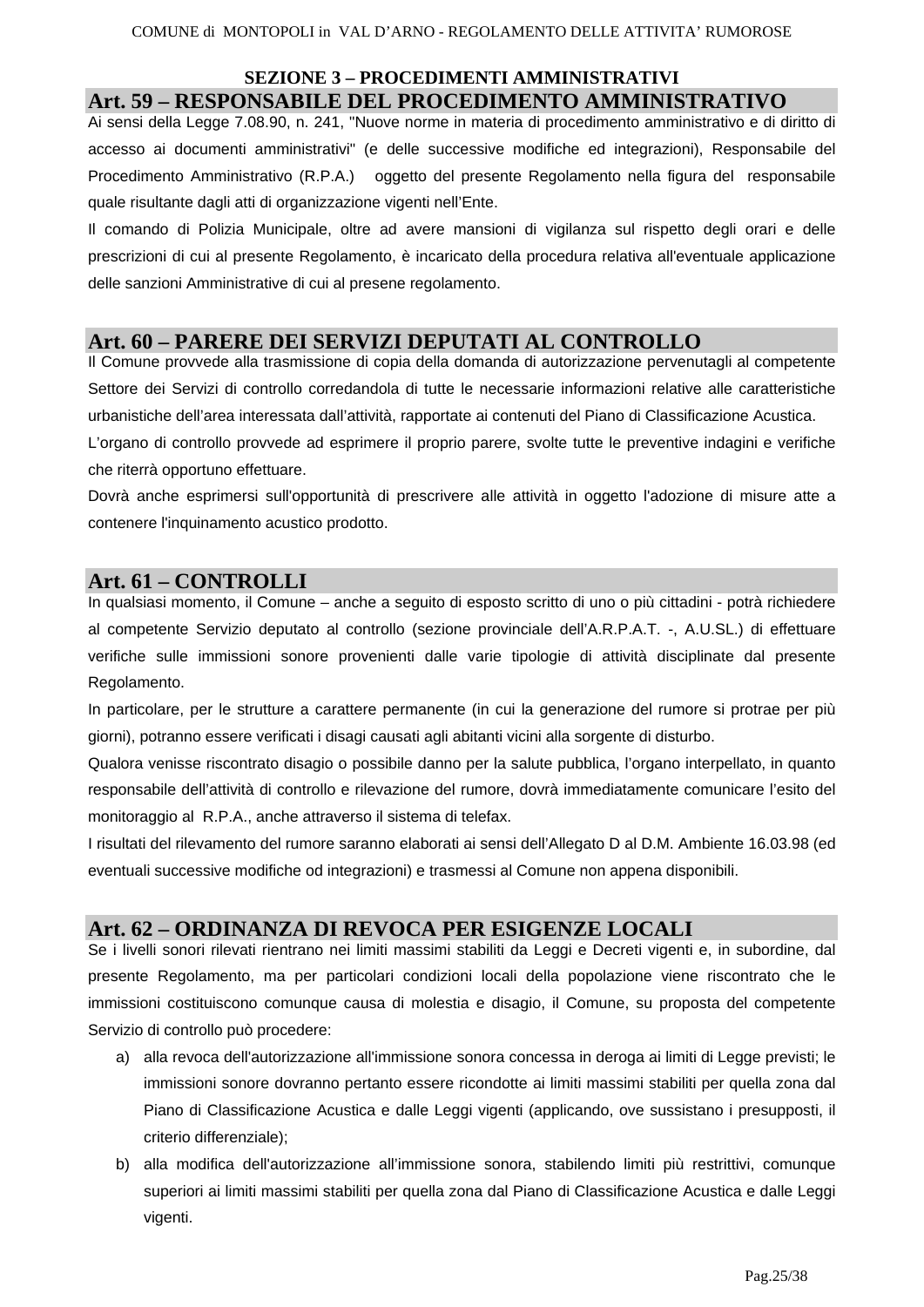## SEZIONE 3 – PROCEDIMENTI AMMINISTRATIVI

### Art. 59 – RESPONSABILE DEL PROCEDIMENTO AMMINISTRATIVO

Ai sensi della Legge 7.08.90, n. 241, "Nuove norme in materia di procedimento amministrativo e di diritto di accesso ai documenti amministrativi" (e delle successive modifiche ed integrazioni), Responsabile del Procedimento Amministrativo (R.P.A.) oggetto del presente Regolamento nella figura del responsabile quale risultante dagli atti di organizzazione vigenti nell'Ente.

Il comando di Polizia Municipale, oltre ad avere mansioni di vigilanza sul rispetto degli orari e delle prescrizioni di cui al presente Regolamento, è incaricato della procedura relativa all'eventuale applicazione delle sanzioni Amministrative di cui al presene regolamento.

### Art. 60 – PARERE DEI SERVIZI DEPUTATI AL CONTROLLO

Il Comune provvede alla trasmissione di copia della domanda di autorizzazione pervenutagli al competente Settore dei Servizi di controllo corredandola di tutte le necessarie informazioni relative alle caratteristiche urbanistiche dell'area interessata dall'attività, rapportate ai contenuti del Piano di Classificazione Acustica.

L'organo di controllo provvede ad esprimere il proprio parere, svolte tutte le preventive indagini e verifiche che riterrà opportuno effettuare.

Dovrà anche esprimersi sull'opportunità di prescrivere alle attività in oggetto l'adozione di misure atte a contenere l'inquinamento acustico prodotto.

### Art. 61 – CONTROLLI

In qualsiasi momento, il Comune – anche a seguito di esposto scritto di uno o più cittadini - potrà richiedere al competente Servizio deputato al controllo (sezione provinciale dell'A.R.P.A.T. -, A.U.SL.) di effettuare verifiche sulle immissioni sonore provenienti dalle varie tipologie di attività disciplinate dal presente Regolamento.

In particolare, per le strutture a carattere permanente (in cui la generazione del rumore si protrae per più giorni), potranno essere verificati i disagi causati agli abitanti vicini alla sorgente di disturbo.

Qualora venisse riscontrato disagio o possibile danno per la salute pubblica, l'organo interpellato, in quanto responsabile dell'attività di controllo e rilevazione del rumore, dovrà immediatamente comunicare l'esito del monitoraggio al R.P.A., anche attraverso il sistema di telefax.

I risultati del rilevamento del rumore saranno elaborati ai sensi dell'Allegato D al D.M. Ambiente 16.03.98 (ed eventuali successive modifiche od integrazioni) e trasmessi al Comune non appena disponibili.

### Art. 62 – ORDINANZA DI REVOCA PER ESIGENZE LOCALI

Se i livelli sonori rilevati rientrano nei limiti massimi stabiliti da Leggi e Decreti vigenti e, in subordine, dal presente Regolamento, ma per particolari condizioni locali della popolazione viene riscontrato che le immissioni costituiscono comunque causa di molestia e disagio, il Comune, su proposta del competente Servizio di controllo può procedere:

a) alla revoca dell'autorizzazione all'immissione sonora concessa in deroga ai limiti di Legge previsti; le immissioni sonore dovranno pertanto essere ricondotte ai limiti massimi stabiliti per quella zona dal Piano di Classificazione Acustica e dalle Leggi vigenti (applicando, ove sussistano i presupposti, il criterio differenziale);
b) alla modifica dell'autorizzazione all'immissione sonora, stabilendo limiti più restrittivi, comunque superiori ai limiti massimi stabiliti per quella zona dal Piano di Classificazione Acustica e dalle Leggi vigenti.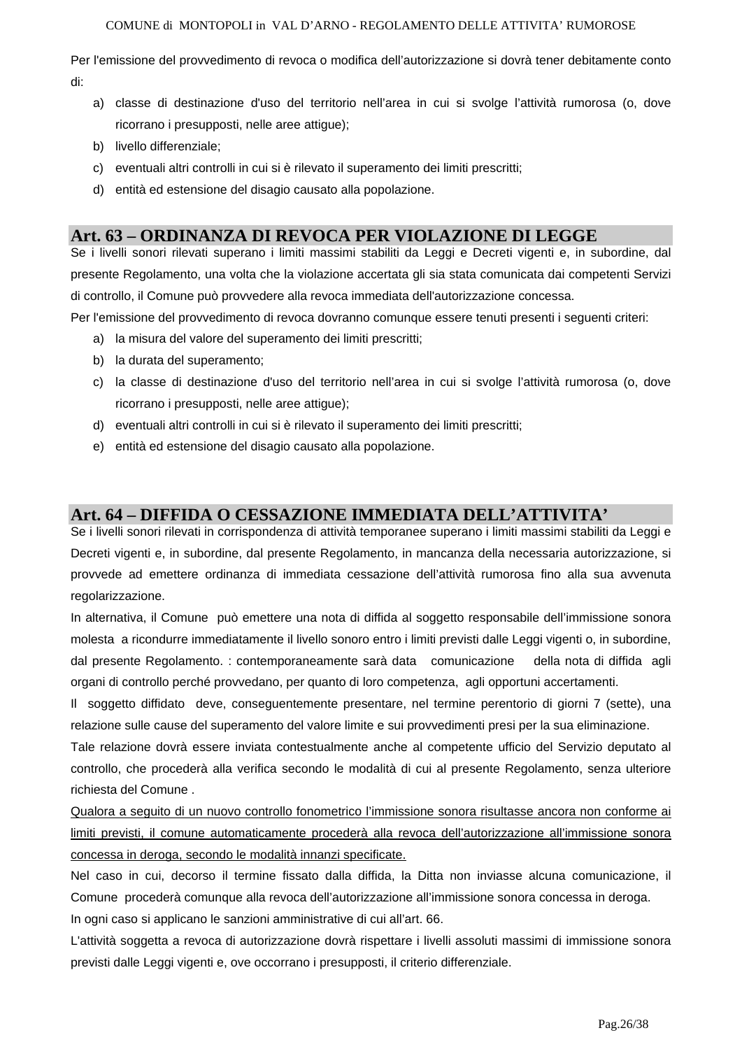Per l'emissione del provvedimento di revoca o modifica dell’autorizzazione si dovrà tener debitamente conto di:

a) classe di destinazione d'uso del territorio nell’area in cui si svolge l’attività rumorosa (o, dove ricorrano i presupposti, nelle aree attigue);
b) livello differenziale;
c) eventuali altri controlli in cui si è rilevato il superamento dei limiti prescritti;
d) entità ed estensione del disagio causato alla popolazione.

## Art. 63 – ORDINANZA DI REVOCA PER VIOLAZIONE DI LEGGE

Se i livelli sonori rilevati superano i limiti massimi stabiliti da Leggi e Decreti vigenti e, in subordine, dal presente Regolamento, una volta che la violazione accertata gli sia stata comunicata dai competenti Servizi di controllo, il Comune può provvedere alla revoca immediata dell'autorizzazione concessa.

Per l'emissione del provvedimento di revoca dovranno comunque essere tenuti presenti i seguenti criteri:

a) la misura del valore del superamento dei limiti prescritti;
b) la durata del superamento;
c) la classe di destinazione d'uso del territorio nell’area in cui si svolge l’attività rumorosa (o, dove ricorrano i presupposti, nelle aree attigue);
d) eventuali altri controlli in cui si è rilevato il superamento dei limiti prescritti;
e) entità ed estensione del disagio causato alla popolazione.

## Art. 64 – DIFFIDA O CESSAZIONE IMMEDIATA DELL’ATTIVITA’

Se i livelli sonori rilevati in corrispondenza di attività temporanee superano i limiti massimi stabiliti da Leggi e Decreti vigenti e, in subordine, dal presente Regolamento, in mancanza della necessaria autorizzazione, si provvede ad emettere ordinanza di immediata cessazione dell’attività rumorosa fino alla sua avvenuta regolarizzazione.

In alternativa, il Comune può emettere una nota di diffida al soggetto responsabile dell’immissione sonora molesta a ricondurre immediatamente il livello sonoro entro i limiti previsti dalle Leggi vigenti o, in subordine, dal presente Regolamento. : contemporaneamente sarà data comunicazione della nota di diffida agli organi di controllo perché provvedano, per quanto di loro competenza, agli opportuni accertamenti.

Il soggetto diffidato deve, conseguentemente presentare, nel termine perentorio di giorni 7 (sette), una relazione sulle cause del superamento del valore limite e sui provvedimenti presi per la sua eliminazione.

Tale relazione dovrà essere inviata contestualmente anche al competente ufficio del Servizio deputato al controllo, che procederà alla verifica secondo le modalità di cui al presente Regolamento, senza ulteriore richiesta del Comune .

<u>Qualora a seguito di un nuovo controllo fonometrico l’immissione sonora risultasse ancora non conforme ai limiti previsti, il comune automaticamente procederà alla revoca dell’autorizzazione all’immissione sonora concessa in deroga, secondo le modalità innanzi specificate.</u>

Nel caso in cui, decorso il termine fissato dalla diffida, la Ditta non inviasse alcuna comunicazione, il Comune procederà comunque alla revoca dell’autorizzazione all’immissione sonora concessa in deroga.

In ogni caso si applicano le sanzioni amministrative di cui all’art. 66.

L'attività soggetta a revoca di autorizzazione dovrà rispettare i livelli assoluti massimi di immissione sonora previsti dalle Leggi vigenti e, ove occorrano i presupposti, il criterio differenziale.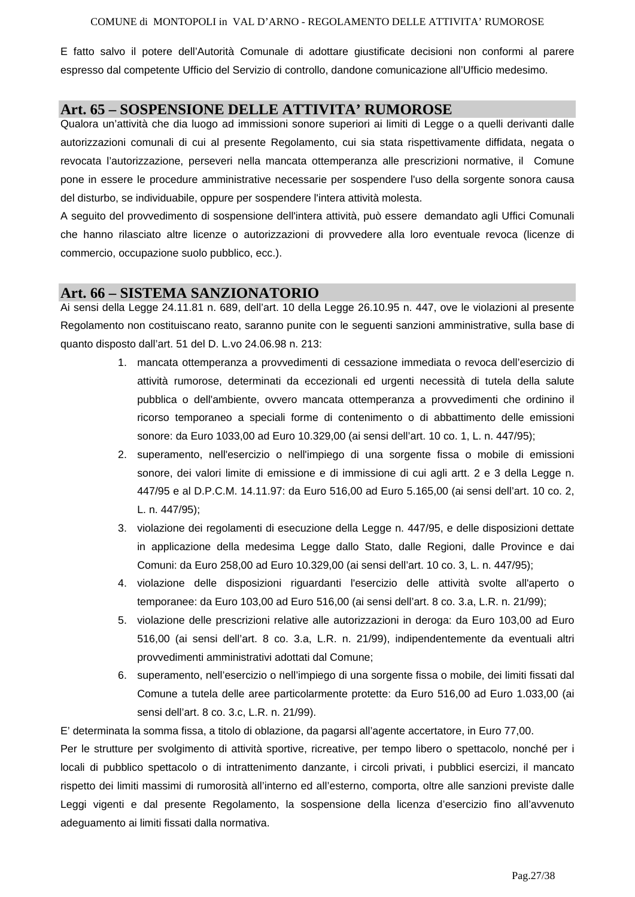E fatto salvo il potere dell'Autorità Comunale di adottare giustificate decisioni non conformi al parere espresso dal competente Ufficio del Servizio di controllo, dandone comunicazione all'Ufficio medesimo.

## Art. 65 – SOSPENSIONE DELLE ATTIVITA' RUMOROSE

Qualora un'attività che dia luogo ad immissioni sonore superiori ai limiti di Legge o a quelli derivanti dalle autorizzazioni comunali di cui al presente Regolamento, cui sia stata rispettivamente diffidata, negata o revocata l'autorizzazione, perseveri nella mancata ottemperanza alle prescrizioni normative, il Comune pone in essere le procedure amministrative necessarie per sospendere l'uso della sorgente sonora causa del disturbo, se individuabile, oppure per sospendere l'intera attività molesta.

A seguito del provvedimento di sospensione dell'intera attività, può essere demandato agli Uffici Comunali che hanno rilasciato altre licenze o autorizzazioni di provvedere alla loro eventuale revoca (licenze di commercio, occupazione suolo pubblico, ecc.).

## Art. 66 – SISTEMA SANZIONATORIO

Ai sensi della Legge 24.11.81 n. 689, dell'art. 10 della Legge 26.10.95 n. 447, ove le violazioni al presente Regolamento non costituiscano reato, saranno punite con le seguenti sanzioni amministrative, sulla base di quanto disposto dall'art. 51 del D. L.vo 24.06.98 n. 213:

1. mancata ottemperanza a provvedimenti di cessazione immediata o revoca dell'esercizio di attività rumorose, determinati da eccezionali ed urgenti necessità di tutela della salute pubblica o dell'ambiente, ovvero mancata ottemperanza a provvedimenti che ordinino il ricorso temporaneo a speciali forme di contenimento o di abbattimento delle emissioni sonore: da Euro 1033,00 ad Euro 10.329,00 (ai sensi dell'art. 10 co. 1, L. n. 447/95);
2. superamento, nell'esercizio o nell'impiego di una sorgente fissa o mobile di emissioni sonore, dei valori limite di emissione e di immissione di cui agli artt. 2 e 3 della Legge n. 447/95 e al D.P.C.M. 14.11.97: da Euro 516,00 ad Euro 5.165,00 (ai sensi dell'art. 10 co. 2, L. n. 447/95);
3. violazione dei regolamenti di esecuzione della Legge n. 447/95, e delle disposizioni dettate in applicazione della medesima Legge dallo Stato, dalle Regioni, dalle Province e dai Comuni: da Euro 258,00 ad Euro 10.329,00 (ai sensi dell'art. 10 co. 3, L. n. 447/95);
4. violazione delle disposizioni riguardanti l'esercizio delle attività svolte all'aperto o temporanee: da Euro 103,00 ad Euro 516,00 (ai sensi dell'art. 8 co. 3.a, L.R. n. 21/99);
5. violazione delle prescrizioni relative alle autorizzazioni in deroga: da Euro 103,00 ad Euro 516,00 (ai sensi dell'art. 8 co. 3.a, L.R. n. 21/99), indipendentemente da eventuali altri provvedimenti amministrativi adottati dal Comune;
6. superamento, nell'esercizio o nell'impiego di una sorgente fissa o mobile, dei limiti fissati dal Comune a tutela delle aree particolarmente protette: da Euro 516,00 ad Euro 1.033,00 (ai sensi dell'art. 8 co. 3.c, L.R. n. 21/99).

E' determinata la somma fissa, a titolo di oblazione, da pagarsi all'agente accertatore, in Euro 77,00.

Per le strutture per svolgimento di attività sportive, ricreative, per tempo libero o spettacolo, nonché per i locali di pubblico spettacolo o di intrattenimento danzante, i circoli privati, i pubblici esercizi, il mancato rispetto dei limiti massimi di rumorosità all'interno ed all'esterno, comporta, oltre alle sanzioni previste dalle Leggi vigenti e dal presente Regolamento, la sospensione della licenza d'esercizio fino all'avvenuto adeguamento ai limiti fissati dalla normativa.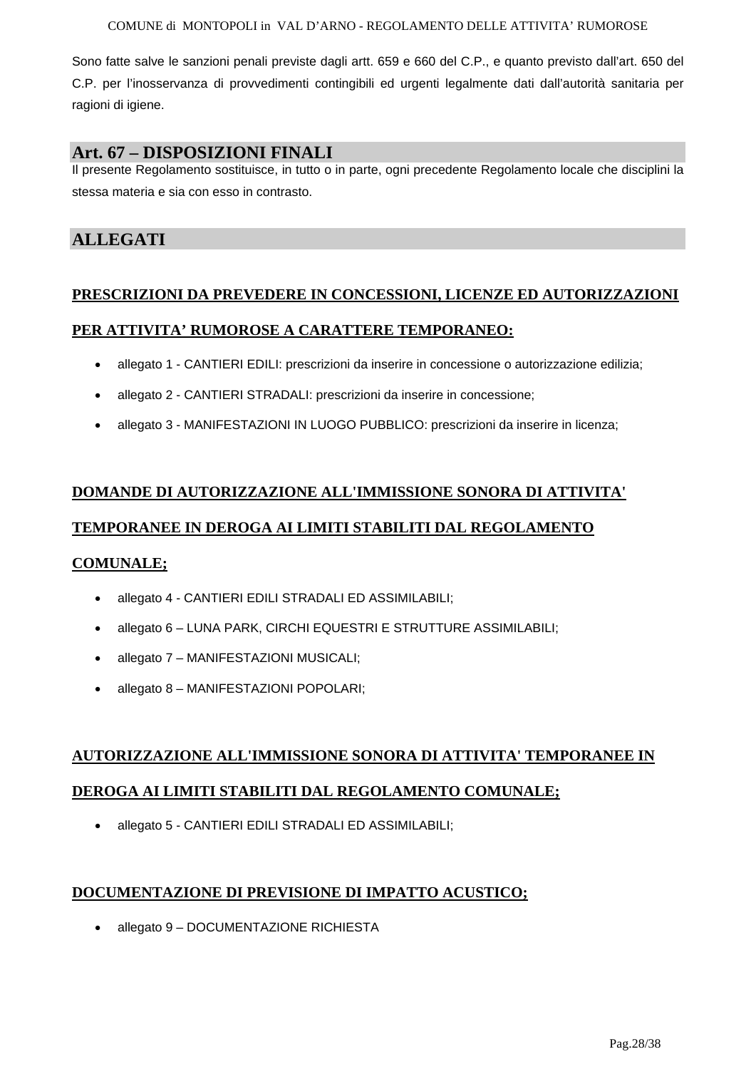Sono fatte salve le sanzioni penali previste dagli artt. 659 e 660 del C.P., e quanto previsto dall'art. 650 del C.P. per l'inosservanza di provvedimenti contingibili ed urgenti legalmente dati dall'autorità sanitaria per ragioni di igiene.

## Art. 67 – DISPOSIZIONI FINALI

Il presente Regolamento sostituisce, in tutto o in parte, ogni precedente Regolamento locale che disciplini la stessa materia e sia con esso in contrasto.

## ALLEGATI

**PRESCRIZIONI DA PREVEDERE IN CONCESSIONI, LICENZE ED AUTORIZZAZIONI PER ATTIVITA' RUMOROSE A CARATTERE TEMPORANEO:**

- allegato 1 - CANTIERI EDILI: prescrizioni da inserire in concessione o autorizzazione edilizia;
- allegato 2 - CANTIERI STRADALI: prescrizioni da inserire in concessione;
- allegato 3 - MANIFESTAZIONI IN LUOGO PUBBLICO: prescrizioni da inserire in licenza;

**DOMANDE DI AUTORIZZAZIONE ALL'IMMISSIONE SONORA DI ATTIVITA' TEMPORANEE IN DEROGA AI LIMITI STABILITI DAL REGOLAMENTO COMUNALE;**

- allegato 4 - CANTIERI EDILI STRADALI ED ASSIMILABILI;
- allegato 6 – LUNA PARK, CIRCHI EQUESTRI E STRUTTURE ASSIMILABILI;
- allegato 7 – MANIFESTAZIONI MUSICALI;
- allegato 8 – MANIFESTAZIONI POPOLARI;

**AUTORIZZAZIONE ALL'IMMISSIONE SONORA DI ATTIVITA' TEMPORANEE IN DEROGA AI LIMITI STABILITI DAL REGOLAMENTO COMUNALE;**

- allegato 5 - CANTIERI EDILI STRADALI ED ASSIMILABILI;

**DOCUMENTAZIONE DI PREVISIONE DI IMPATTO ACUSTICO;**

- allegato 9 – DOCUMENTAZIONE RICHIESTA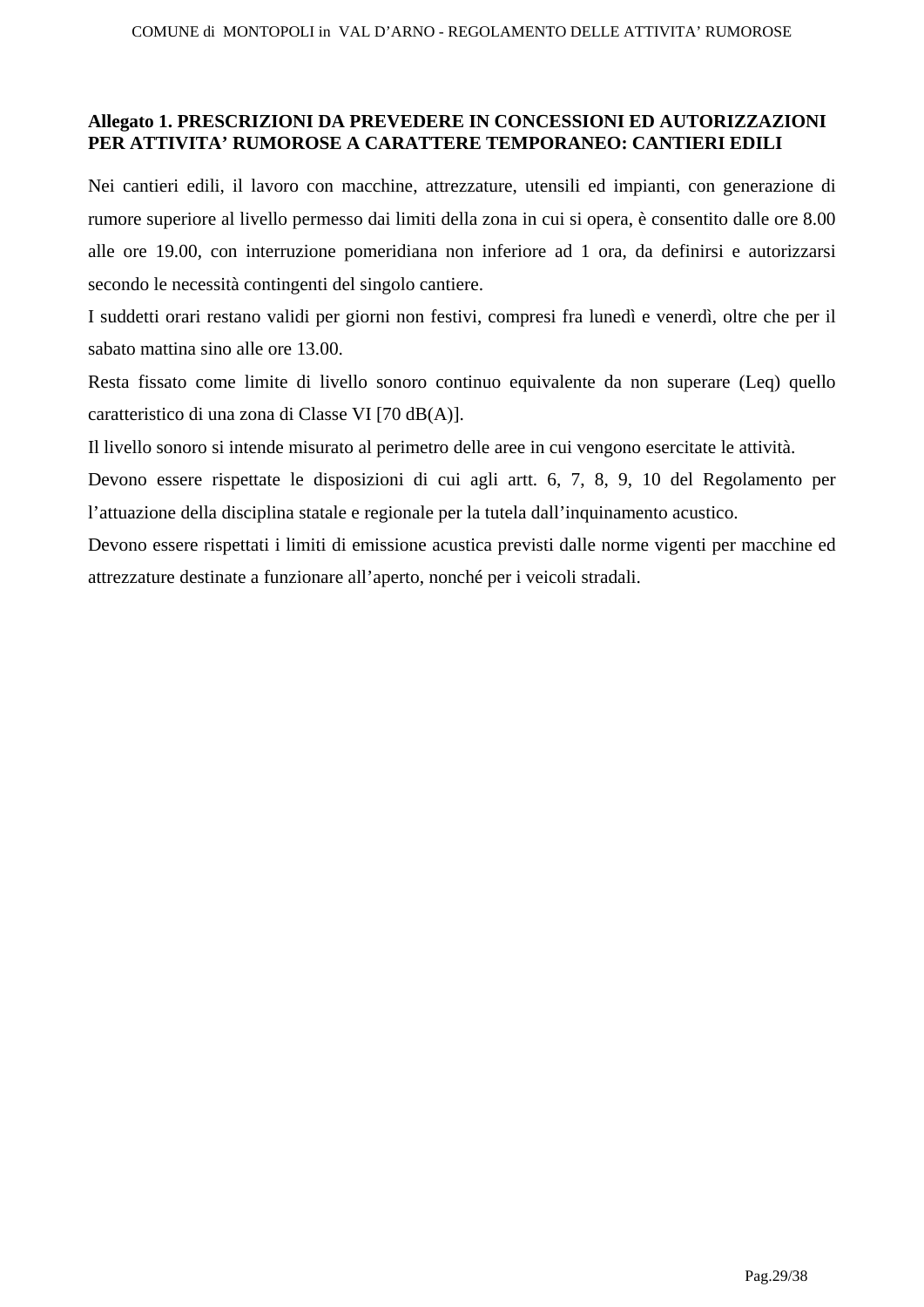## Allegato 1. PRESCRIZIONI DA PREVEDERE IN CONCESSIONI ED AUTORIZZAZIONI PER ATTIVITA' RUMOROSE A CARATTERE TEMPORANEO: CANTIERI EDILI

Nei cantieri edili, il lavoro con macchine, attrezzature, utensili ed impianti, con generazione di rumore superiore al livello permesso dai limiti della zona in cui si opera, è consentito dalle ore 8.00 alle ore 19.00, con interruzione pomeridiana non inferiore ad 1 ora, da definirsi e autorizzarsi secondo le necessità contingenti del singolo cantiere.

I suddetti orari restano validi per giorni non festivi, compresi fra lunedì e venerdì, oltre che per il sabato mattina sino alle ore 13.00.

Resta fissato come limite di livello sonoro continuo equivalente da non superare (Leq) quello caratteristico di una zona di Classe VI [70 dB(A)].

Il livello sonoro si intende misurato al perimetro delle aree in cui vengono esercitate le attività.

Devono essere rispettate le disposizioni di cui agli artt. 6, 7, 8, 9, 10 del Regolamento per l'attuazione della disciplina statale e regionale per la tutela dall'inquinamento acustico.

Devono essere rispettati i limiti di emissione acustica previsti dalle norme vigenti per macchine ed attrezzature destinate a funzionare all'aperto, nonché per i veicoli stradali.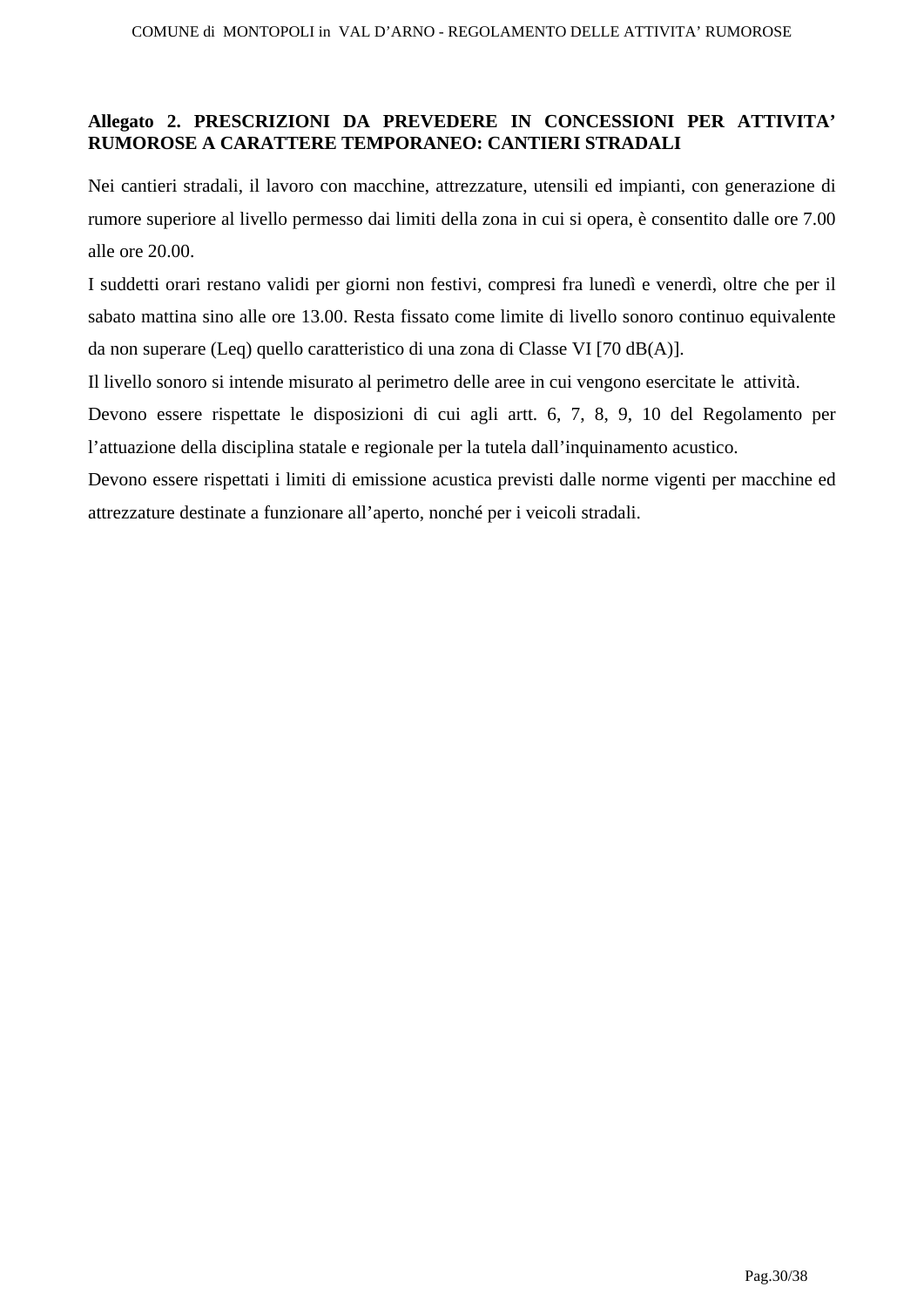## Allegato 2. PRESCRIZIONI DA PREVEDERE IN CONCESSIONI PER ATTIVITA' RUMOROSE A CARATTERE TEMPORANEO: CANTIERI STRADALI

Nei cantieri stradali, il lavoro con macchine, attrezzature, utensili ed impianti, con generazione di rumore superiore al livello permesso dai limiti della zona in cui si opera, è consentito dalle ore 7.00 alle ore 20.00.

I suddetti orari restano validi per giorni non festivi, compresi fra lunedì e venerdì, oltre che per il sabato mattina sino alle ore 13.00. Resta fissato come limite di livello sonoro continuo equivalente da non superare (Leq) quello caratteristico di una zona di Classe VI [70 dB(A)].

Il livello sonoro si intende misurato al perimetro delle aree in cui vengono esercitate le attività.

Devono essere rispettate le disposizioni di cui agli artt. 6, 7, 8, 9, 10 del Regolamento per l'attuazione della disciplina statale e regionale per la tutela dall'inquinamento acustico.

Devono essere rispettati i limiti di emissione acustica previsti dalle norme vigenti per macchine ed attrezzature destinate a funzionare all'aperto, nonché per i veicoli stradali.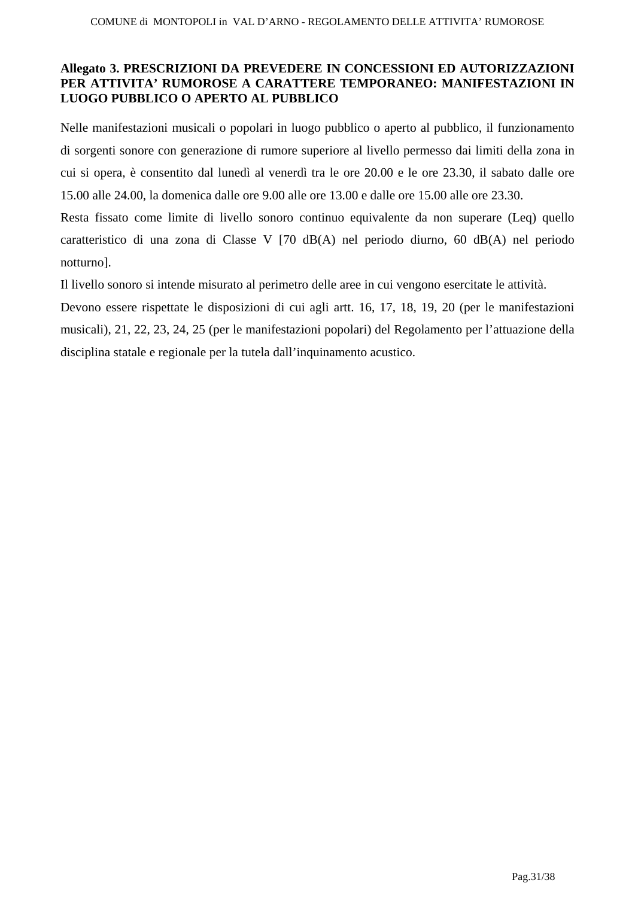## Allegato 3. PRESCRIZIONI DA PREVEDERE IN CONCESSIONI ED AUTORIZZAZIONI PER ATTIVITA' RUMOROSE A CARATTERE TEMPORANEO: MANIFESTAZIONI IN LUOGO PUBBLICO O APERTO AL PUBBLICO

Nelle manifestazioni musicali o popolari in luogo pubblico o aperto al pubblico, il funzionamento di sorgenti sonore con generazione di rumore superiore al livello permesso dai limiti della zona in cui si opera, è consentito dal lunedì al venerdì tra le ore 20.00 e le ore 23.30, il sabato dalle ore 15.00 alle 24.00, la domenica dalle ore 9.00 alle ore 13.00 e dalle ore 15.00 alle ore 23.30.

Resta fissato come limite di livello sonoro continuo equivalente da non superare (Leq) quello caratteristico di una zona di Classe V [70 dB(A) nel periodo diurno, 60 dB(A) nel periodo notturno].

Il livello sonoro si intende misurato al perimetro delle aree in cui vengono esercitate le attività.

Devono essere rispettate le disposizioni di cui agli artt. 16, 17, 18, 19, 20 (per le manifestazioni musicali), 21, 22, 23, 24, 25 (per le manifestazioni popolari) del Regolamento per l'attuazione della disciplina statale e regionale per la tutela dall'inquinamento acustico.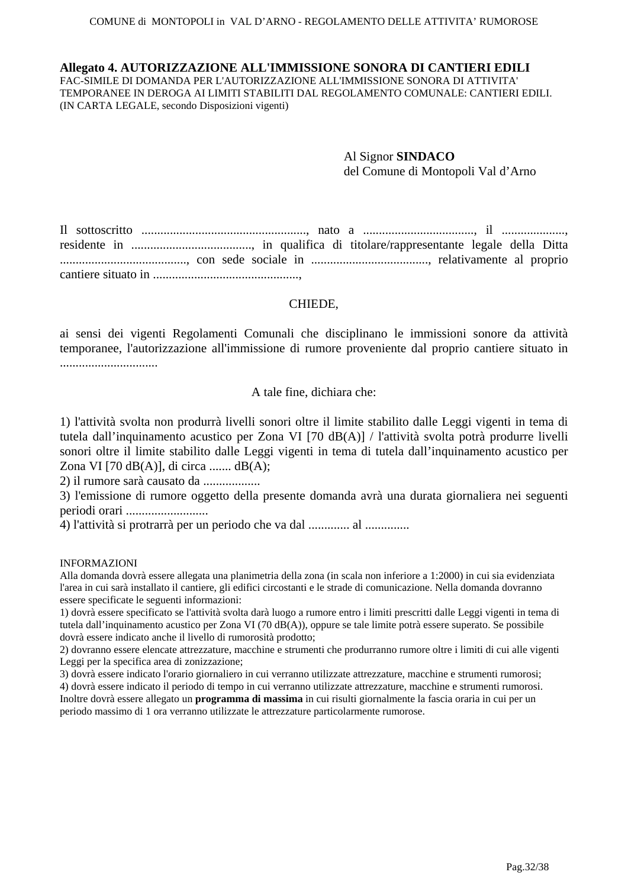**Allegato 4. AUTORIZZAZIONE ALL'IMMISSIONE SONORA DI CANTIERI EDILI**
FAC-SIMILE DI DOMANDA PER L'AUTORIZZAZIONE ALL'IMMISSIONE SONORA DI ATTIVITA' TEMPORANEE IN DEROGA AI LIMITI STABILITI DAL REGOLAMENTO COMUNALE: CANTIERI EDILI.
(IN CARTA LEGALE, secondo Disposizioni vigenti)

Al Signor **SINDACO**
del Comune di Montopoli Val d'Arno

Il sottoscritto ...................................................., nato a .................................., il ...................., residente in ......................................, in qualifica di titolare/rappresentante legale della Ditta ........................................, con sede sociale in ....................................., relativamente al proprio cantiere situato in ..............................................,

CHIEDE,

ai sensi dei vigenti Regolamenti Comunali che disciplinano le immissioni sonore da attività temporanee, l'autorizzazione all'immissione di rumore proveniente dal proprio cantiere situato in ...............................

A tale fine, dichiara che:

1) l'attività svolta non produrrà livelli sonori oltre il limite stabilito dalle Leggi vigenti in tema di tutela dall'inquinamento acustico per Zona VI [70 dB(A)] / l'attività svolta potrà produrre livelli sonori oltre il limite stabilito dalle Leggi vigenti in tema di tutela dall'inquinamento acustico per Zona VI [70 dB(A)], di circa ....... dB(A);
2) il rumore sarà causato da ..................
3) l'emissione di rumore oggetto della presente domanda avrà una durata giornaliera nei seguenti periodi orari ..........................
4) l'attività si protrarrà per un periodo che va dal ............. al ..............

INFORMAZIONI
Alla domanda dovrà essere allegata una planimetria della zona (in scala non inferiore a 1:2000) in cui sia evidenziata l'area in cui sarà installato il cantiere, gli edifici circostanti e le strade di comunicazione. Nella domanda dovranno essere specificate le seguenti informazioni:
1) dovrà essere specificato se l'attività svolta darà luogo a rumore entro i limiti prescritti dalle Leggi vigenti in tema di tutela dall'inquinamento acustico per Zona VI (70 dB(A)), oppure se tale limite potrà essere superato. Se possibile dovrà essere indicato anche il livello di rumorosità prodotto;
2) dovranno essere elencate attrezzature, macchine e strumenti che produrranno rumore oltre i limiti di cui alle vigenti Leggi per la specifica area di zonizzazione;
3) dovrà essere indicato l'orario giornaliero in cui verranno utilizzate attrezzature, macchine e strumenti rumorosi;
4) dovrà essere indicato il periodo di tempo in cui verranno utilizzate attrezzature, macchine e strumenti rumorosi.
Inoltre dovrà essere allegato un **programma di massima** in cui risulti giornalmente la fascia oraria in cui per un periodo massimo di 1 ora verranno utilizzate le attrezzature particolarmente rumorose.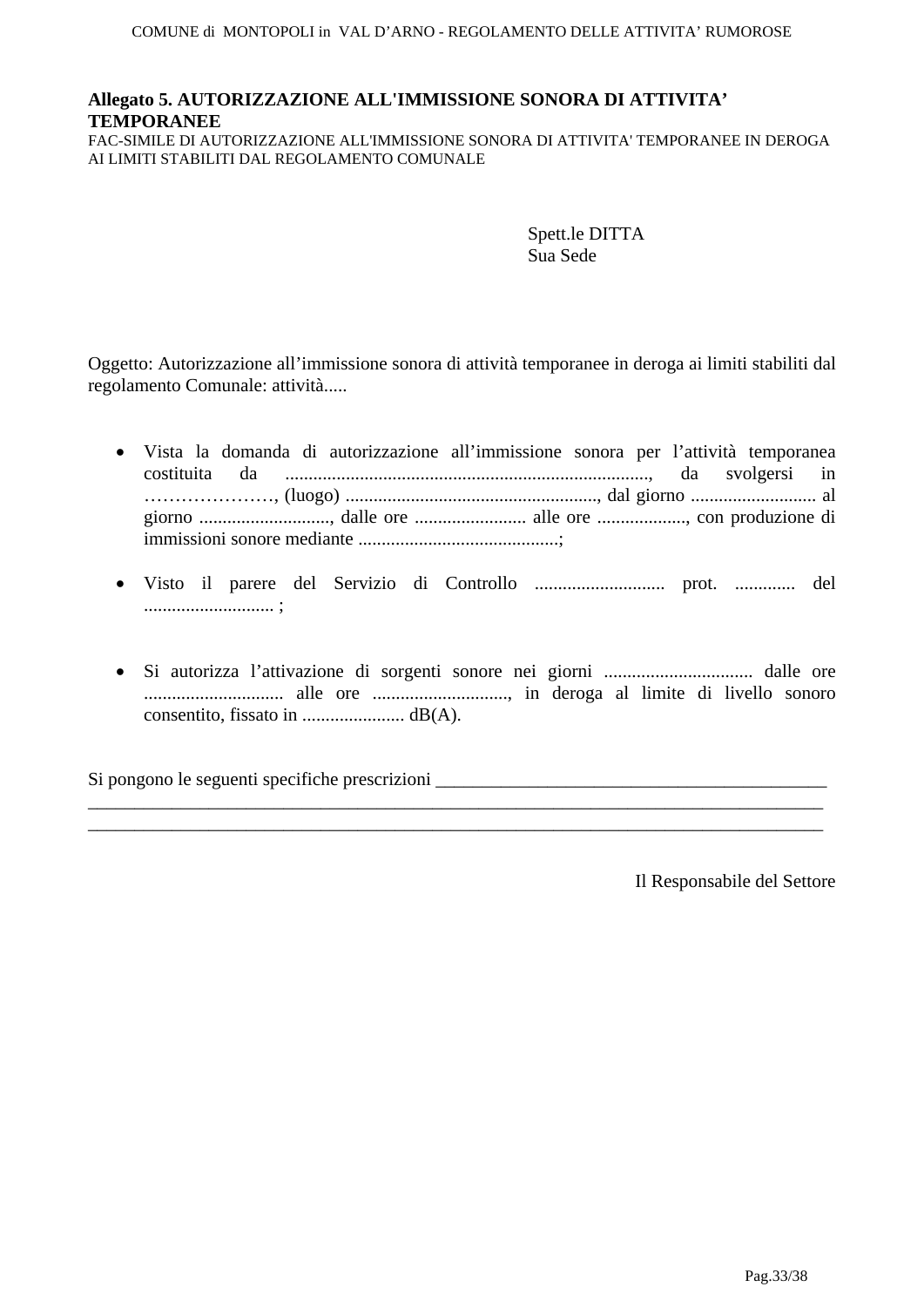## Allegato 5. AUTORIZZAZIONE ALL'IMMISSIONE SONORA DI ATTIVITA' TEMPORANEE

FAC-SIMILE DI AUTORIZZAZIONE ALL'IMMISSIONE SONORA DI ATTIVITA' TEMPORANEE IN DEROGA AI LIMITI STABILITI DAL REGOLAMENTO COMUNALE

Spett.le DITTA
Sua Sede

Oggetto: Autorizzazione all'immissione sonora di attività temporanee in deroga ai limiti stabiliti dal regolamento Comunale: attività.....

- Vista la domanda di autorizzazione all'immissione sonora per l'attività temporanea costituita da ..............................................................................., da svolgersi in …………………, (luogo) ......................................................., dal giorno ........................... al giorno ............................, dalle ore ........................ alle ore ..................., con produzione di immissioni sonore mediante ...........................................;

- Visto il parere del Servizio di Controllo ............................ prot. ............. del ............................ ;

- Si autorizza l'attivazione di sorgenti sonore nei giorni ................................ dalle ore .............................. alle ore ............................., in deroga al limite di livello sonoro consentito, fissato in ...................... dB(A).

Si pongono le seguenti specifiche prescrizioni ___________________________________________
_____________________________________________________________________________________
_____________________________________________________________________________________

Il Responsabile del Settore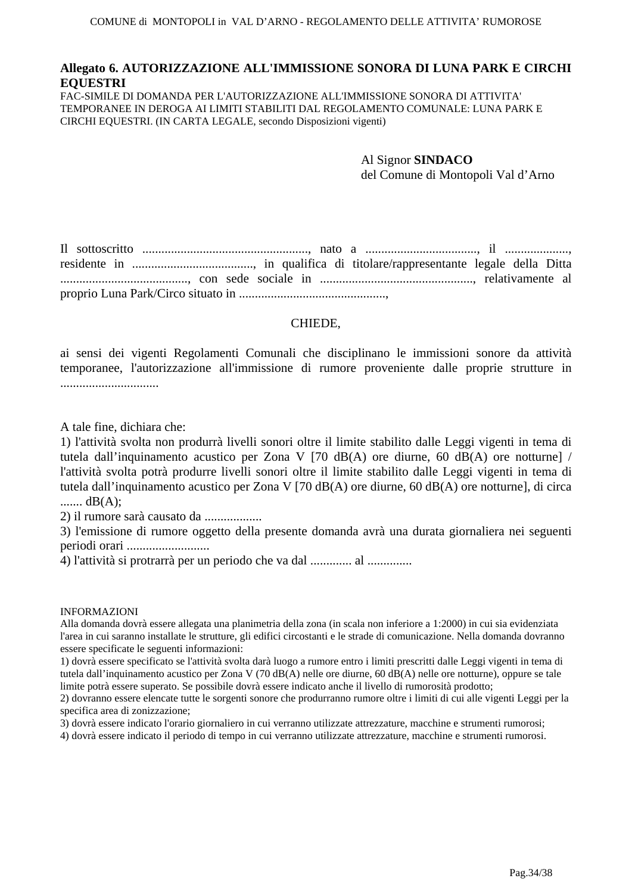## Allegato 6. AUTORIZZAZIONE ALL'IMMISSIONE SONORA DI LUNA PARK E CIRCHI EQUESTRI

FAC-SIMILE DI DOMANDA PER L'AUTORIZZAZIONE ALL'IMMISSIONE SONORA DI ATTIVITA' TEMPORANEE IN DEROGA AI LIMITI STABILITI DAL REGOLAMENTO COMUNALE: LUNA PARK E CIRCHI EQUESTRI. (IN CARTA LEGALE, secondo Disposizioni vigenti)

Al Signor **SINDACO**
del Comune di Montopoli Val d'Arno

Il sottoscritto ...................................................., nato a .................................., il ..................., residente in ......................................, in qualifica di titolare/rappresentante legale della Ditta ........................................, con sede sociale in ................................................, relativamente al proprio Luna Park/Circo situato in ..............................................,

CHIEDE,

ai sensi dei vigenti Regolamenti Comunali che disciplinano le immissioni sonore da attività temporanee, l'autorizzazione all'immissione di rumore proveniente dalle proprie strutture in ..............................

A tale fine, dichiara che:
1) l'attività svolta non produrrà livelli sonori oltre il limite stabilito dalle Leggi vigenti in tema di tutela dall'inquinamento acustico per Zona V [70 dB(A) ore diurne, 60 dB(A) ore notturne] / l'attività svolta potrà produrre livelli sonori oltre il limite stabilito dalle Leggi vigenti in tema di tutela dall'inquinamento acustico per Zona V [70 dB(A) ore diurne, 60 dB(A) ore notturne], di circa ....... dB(A);
2) il rumore sarà causato da ..................
3) l'emissione di rumore oggetto della presente domanda avrà una durata giornaliera nei seguenti periodi orari ..........................
4) l'attività si protrarrà per un periodo che va dal ............. al ..............

INFORMAZIONI
Alla domanda dovrà essere allegata una planimetria della zona (in scala non inferiore a 1:2000) in cui sia evidenziata l'area in cui saranno installate le strutture, gli edifici circostanti e le strade di comunicazione. Nella domanda dovranno essere specificate le seguenti informazioni:
1) dovrà essere specificato se l'attività svolta darà luogo a rumore entro i limiti prescritti dalle Leggi vigenti in tema di tutela dall'inquinamento acustico per Zona V (70 dB(A) nelle ore diurne, 60 dB(A) nelle ore notturne), oppure se tale limite potrà essere superato. Se possibile dovrà essere indicato anche il livello di rumorosità prodotto;
2) dovranno essere elencate tutte le sorgenti sonore che produrranno rumore oltre i limiti di cui alle vigenti Leggi per la specifica area di zonizzazione;
3) dovrà essere indicato l'orario giornaliero in cui verranno utilizzate attrezzature, macchine e strumenti rumorosi;
4) dovrà essere indicato il periodo di tempo in cui verranno utilizzate attrezzature, macchine e strumenti rumorosi.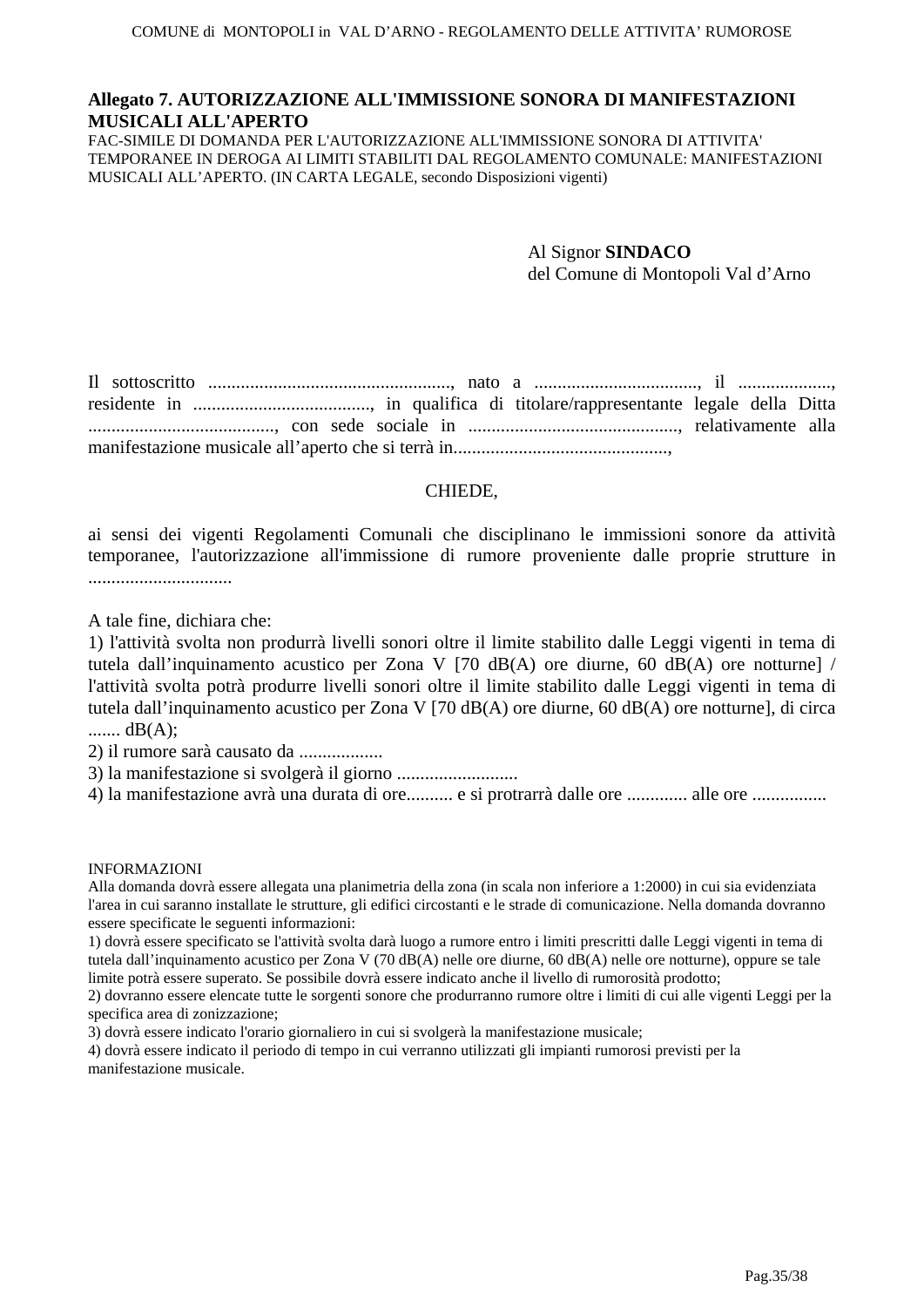## Allegato 7. AUTORIZZAZIONE ALL'IMMISSIONE SONORA DI MANIFESTAZIONI MUSICALI ALL'APERTO

FAC-SIMILE DI DOMANDA PER L'AUTORIZZAZIONE ALL'IMMISSIONE SONORA DI ATTIVITA' TEMPORANEE IN DEROGA AI LIMITI STABILITI DAL REGOLAMENTO COMUNALE: MANIFESTAZIONI MUSICALI ALL'APERTO. (IN CARTA LEGALE, secondo Disposizioni vigenti)

Al Signor **SINDACO**
del Comune di Montopoli Val d'Arno

Il sottoscritto ...................................................., nato a ..................................., il ...................., residente in ......................................, in qualifica di titolare/rappresentante legale della Ditta ........................................, con sede sociale in ............................................., relativamente alla manifestazione musicale all'aperto che si terrà in..............................................,

CHIEDE,

ai sensi dei vigenti Regolamenti Comunali che disciplinano le immissioni sonore da attività temporanee, l'autorizzazione all'immissione di rumore proveniente dalle proprie strutture in ...............................

A tale fine, dichiara che:

1) l'attività svolta non produrrà livelli sonori oltre il limite stabilito dalle Leggi vigenti in tema di tutela dall'inquinamento acustico per Zona V [70 dB(A) ore diurne, 60 dB(A) ore notturne] / l'attività svolta potrà produrre livelli sonori oltre il limite stabilito dalle Leggi vigenti in tema di tutela dall'inquinamento acustico per Zona V [70 dB(A) ore diurne, 60 dB(A) ore notturne], di circa ....... dB(A);
2) il rumore sarà causato da ..................
3) la manifestazione si svolgerà il giorno ..........................
4) la manifestazione avrà una durata di ore.......... e si protrarrà dalle ore ............. alle ore ................

INFORMAZIONI
Alla domanda dovrà essere allegata una planimetria della zona (in scala non inferiore a 1:2000) in cui sia evidenziata l'area in cui saranno installate le strutture, gli edifici circostanti e le strade di comunicazione. Nella domanda dovranno essere specificate le seguenti informazioni:
1) dovrà essere specificato se l'attività svolta darà luogo a rumore entro i limiti prescritti dalle Leggi vigenti in tema di tutela dall'inquinamento acustico per Zona V (70 dB(A) nelle ore diurne, 60 dB(A) nelle ore notturne), oppure se tale limite potrà essere superato. Se possibile dovrà essere indicato anche il livello di rumorosità prodotto;
2) dovranno essere elencate tutte le sorgenti sonore che produrranno rumore oltre i limiti di cui alle vigenti Leggi per la specifica area di zonizzazione;
3) dovrà essere indicato l'orario giornaliero in cui si svolgerà la manifestazione musicale;
4) dovrà essere indicato il periodo di tempo in cui verranno utilizzati gli impianti rumorosi previsti per la manifestazione musicale.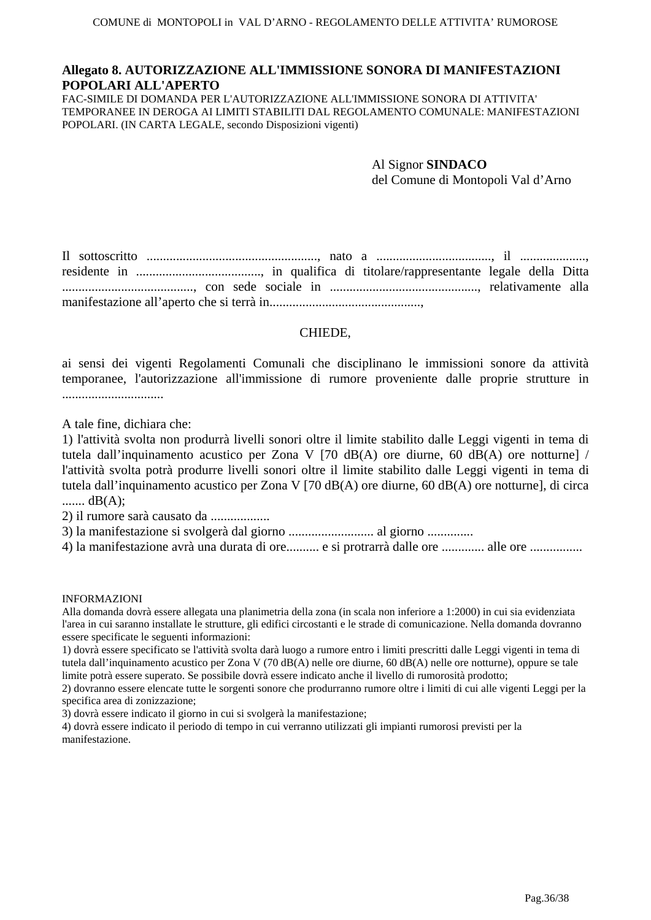## Allegato 8. AUTORIZZAZIONE ALL'IMMISSIONE SONORA DI MANIFESTAZIONI POPOLARI ALL'APERTO

FAC-SIMILE DI DOMANDA PER L'AUTORIZZAZIONE ALL'IMMISSIONE SONORA DI ATTIVITA' TEMPORANEE IN DEROGA AI LIMITI STABILITI DAL REGOLAMENTO COMUNALE: MANIFESTAZIONI POPOLARI. (IN CARTA LEGALE, secondo Disposizioni vigenti)

Al Signor **SINDACO**
del Comune di Montopoli Val d'Arno

Il sottoscritto ...................................................., nato a .................................., il ...................., residente in ......................................, in qualifica di titolare/rappresentante legale della Ditta ........................................, con sede sociale in ............................................., relativamente alla manifestazione all'aperto che si terrà in.............................................,

CHIEDE,

ai sensi dei vigenti Regolamenti Comunali che disciplinano le immissioni sonore da attività temporanee, l'autorizzazione all'immissione di rumore proveniente dalle proprie strutture in ..............................

A tale fine, dichiara che:

1) l'attività svolta non produrrà livelli sonori oltre il limite stabilito dalle Leggi vigenti in tema di tutela dall'inquinamento acustico per Zona V [70 dB(A) ore diurne, 60 dB(A) ore notturne] / l'attività svolta potrà produrre livelli sonori oltre il limite stabilito dalle Leggi vigenti in tema di tutela dall'inquinamento acustico per Zona V [70 dB(A) ore diurne, 60 dB(A) ore notturne], di circa ....... dB(A);
2) il rumore sarà causato da ..................
3) la manifestazione si svolgerà dal giorno .......................... al giorno ..............
4) la manifestazione avrà una durata di ore.......... e si protrarrà dalle ore ............. alle ore ................

INFORMAZIONI

Alla domanda dovrà essere allegata una planimetria della zona (in scala non inferiore a 1:2000) in cui sia evidenziata l'area in cui saranno installate le strutture, gli edifici circostanti e le strade di comunicazione. Nella domanda dovranno essere specificate le seguenti informazioni:

1) dovrà essere specificato se l'attività svolta darà luogo a rumore entro i limiti prescritti dalle Leggi vigenti in tema di tutela dall'inquinamento acustico per Zona V (70 dB(A) nelle ore diurne, 60 dB(A) nelle ore notturne), oppure se tale limite potrà essere superato. Se possibile dovrà essere indicato anche il livello di rumorosità prodotto;
2) dovranno essere elencate tutte le sorgenti sonore che produrranno rumore oltre i limiti di cui alle vigenti Leggi per la specifica area di zonizzazione;
3) dovrà essere indicato il giorno in cui si svolgerà la manifestazione;
4) dovrà essere indicato il periodo di tempo in cui verranno utilizzati gli impianti rumorosi previsti per la manifestazione.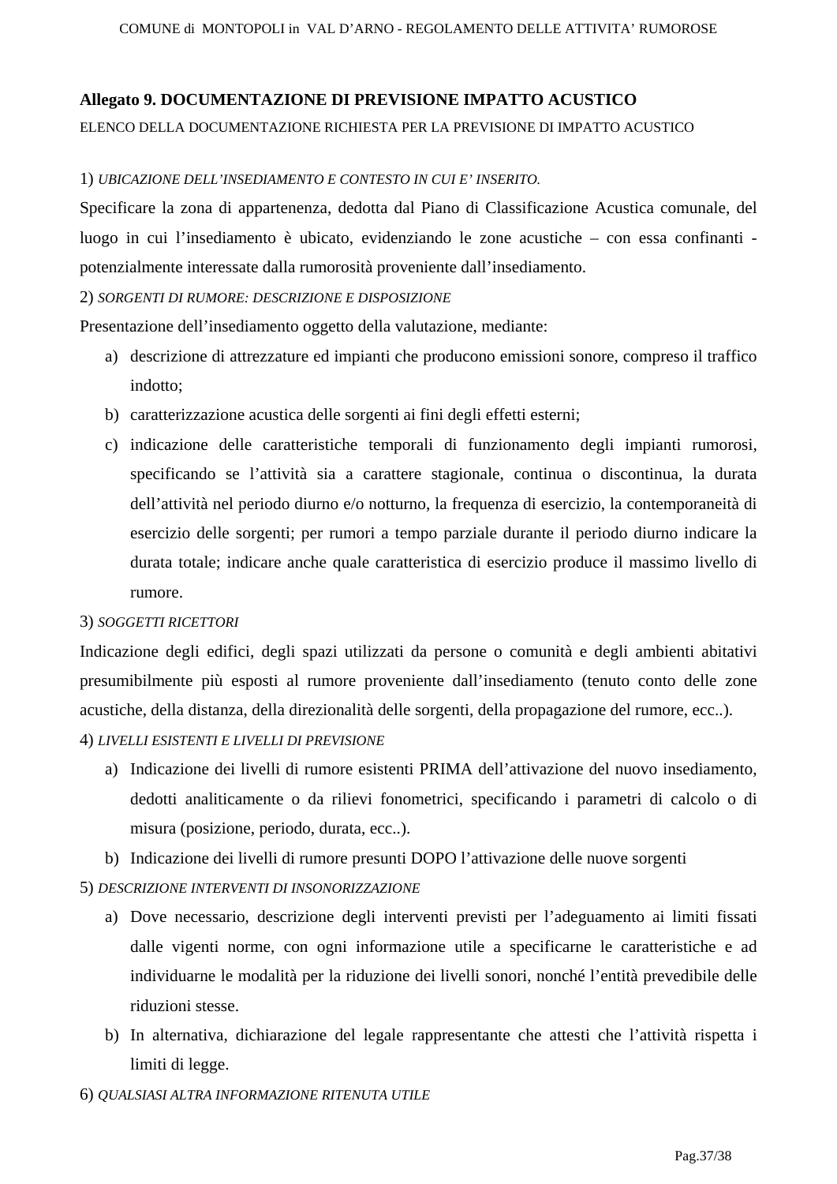**Allegato 9. DOCUMENTAZIONE DI PREVISIONE IMPATTO ACUSTICO**

ELENCO DELLA DOCUMENTAZIONE RICHIESTA PER LA PREVISIONE DI IMPATTO ACUSTICO

1) *UBICAZIONE DELL'INSEDIAMENTO E CONTESTO IN CUI E' INSERITO.*

Specificare la zona di appartenenza, dedotta dal Piano di Classificazione Acustica comunale, del luogo in cui l'insediamento è ubicato, evidenziando le zone acustiche – con essa confinanti - potenzialmente interessate dalla rumorosità proveniente dall'insediamento.

2) *SORGENTI DI RUMORE: DESCRIZIONE E DISPOSIZIONE*

Presentazione dell'insediamento oggetto della valutazione, mediante:

a) descrizione di attrezzature ed impianti che producono emissioni sonore, compreso il traffico indotto;
b) caratterizzazione acustica delle sorgenti ai fini degli effetti esterni;
c) indicazione delle caratteristiche temporali di funzionamento degli impianti rumorosi, specificando se l'attività sia a carattere stagionale, continua o discontinua, la durata dell'attività nel periodo diurno e/o notturno, la frequenza di esercizio, la contemporaneità di esercizio delle sorgenti; per rumori a tempo parziale durante il periodo diurno indicare la durata totale; indicare anche quale caratteristica di esercizio produce il massimo livello di rumore.

3) *SOGGETTI RICETTORI*

Indicazione degli edifici, degli spazi utilizzati da persone o comunità e degli ambienti abitativi presumibilmente più esposti al rumore proveniente dall'insediamento (tenuto conto delle zone acustiche, della distanza, della direzionalità delle sorgenti, della propagazione del rumore, ecc..).

4) *LIVELLI ESISTENTI E LIVELLI DI PREVISIONE*

a) Indicazione dei livelli di rumore esistenti PRIMA dell'attivazione del nuovo insediamento, dedotti analiticamente o da rilievi fonometrici, specificando i parametri di calcolo o di misura (posizione, periodo, durata, ecc..).
b) Indicazione dei livelli di rumore presunti DOPO l'attivazione delle nuove sorgenti

5) *DESCRIZIONE INTERVENTI DI INSONORIZZAZIONE*

a) Dove necessario, descrizione degli interventi previsti per l'adeguamento ai limiti fissati dalle vigenti norme, con ogni informazione utile a specificarne le caratteristiche e ad individuarne le modalità per la riduzione dei livelli sonori, nonché l'entità prevedibile delle riduzioni stesse.
b) In alternativa, dichiarazione del legale rappresentante che attesti che l'attività rispetta i limiti di legge.

6) *QUALSIASI ALTRA INFORMAZIONE RITENUTA UTILE*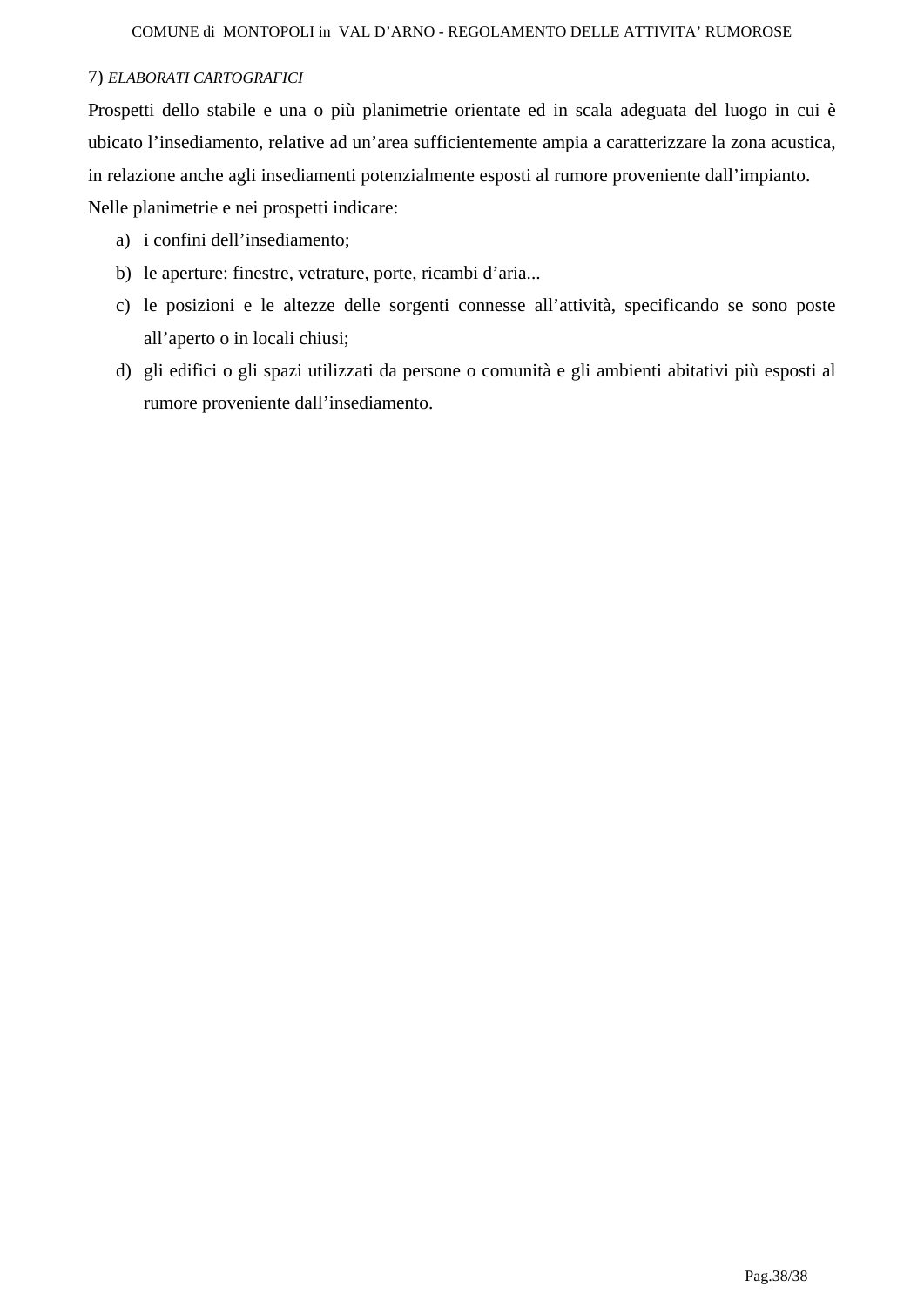7) *ELABORATI CARTOGRAFICI*

Prospetti dello stabile e una o più planimetrie orientate ed in scala adeguata del luogo in cui è ubicato l’insediamento, relative ad un’area sufficientemente ampia a caratterizzare la zona acustica, in relazione anche agli insediamenti potenzialmente esposti al rumore proveniente dall’impianto.

Nelle planimetrie e nei prospetti indicare:

a) i confini dell’insediamento;
b) le aperture: finestre, vetrature, porte, ricambi d’aria...
c) le posizioni e le altezze delle sorgenti connesse all’attività, specificando se sono poste all’aperto o in locali chiusi;
d) gli edifici o gli spazi utilizzati da persone o comunità e gli ambienti abitativi più esposti al rumore proveniente dall’insediamento.